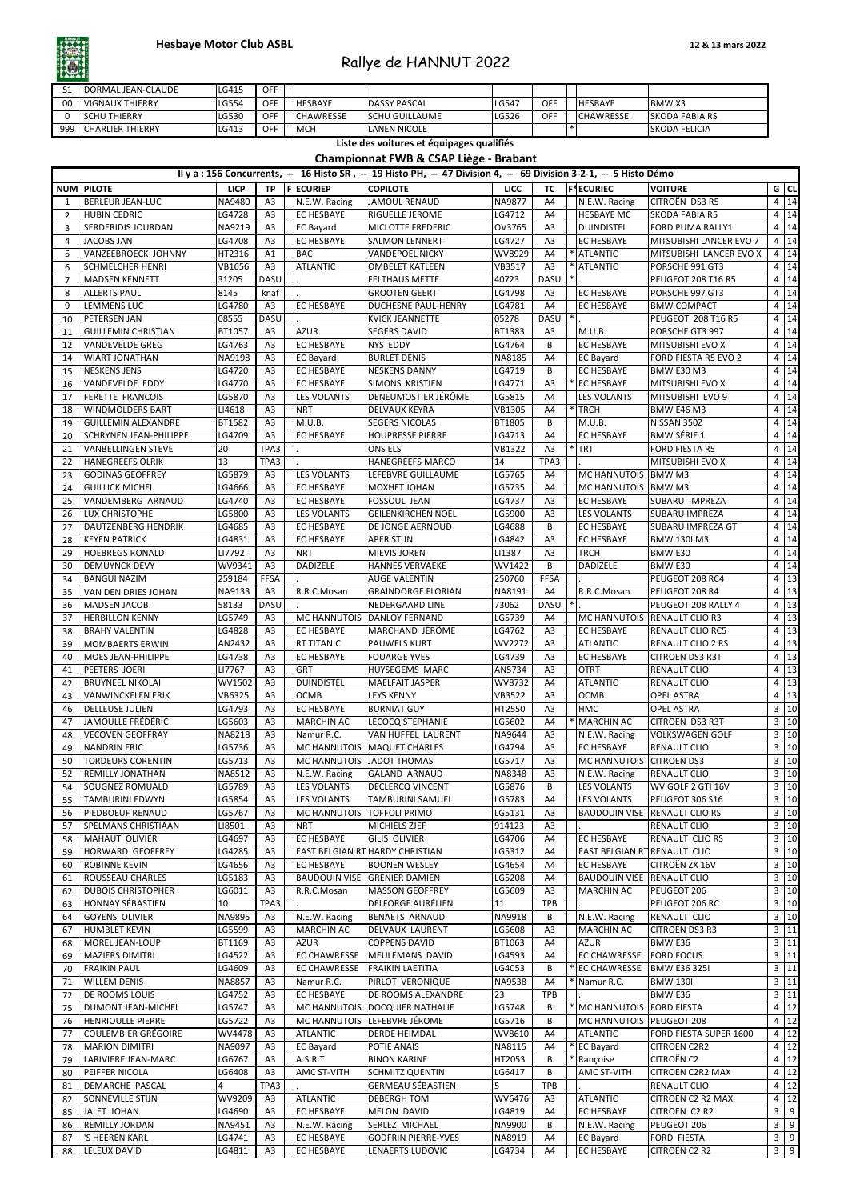**Hesbaye Motor Club ASBL**

**12 & 13 mars 2022**

# Rallye de HANNUT 2022

| | | | | | | | | | | | |
|---|---|---|---|---|---|---|---|---|---|---|---|
| S1 | DORMAL JEAN-CLAUDE | LG415 | OFF | | | | | | | | |
| 00 | VIGNAUX THIERRY | LG554 | OFF | | HESBAYE | DASSY PASCAL | LG547 | OFF | | HESBAYE | BMW X3 |
| 0 | SCHU THIERRY | LG530 | OFF | | CHAWRESSE | SCHU GUILLAUME | LG526 | OFF | | CHAWRESSE | SKODA FABIA RS |
| 999 | CHARLIER THIERRY | LG413 | OFF | | MCH | LANEN NICOLE | | | * | | SKODA FELICIA |

**Liste des voitures et équipages qualifiés**

**Championnat FWB & CSAP Liège - Brabant**

**Il y a : 156 Concurrents, -- 16 Histo SR , -- 19 Histo PH, -- 47 Division 4, -- 69 Division 3-2-1, -- 5 Histo Démo**

| NUM | PILOTE | LICP | TP | F | ECURIEP | COPILOTE | LICC | TC | F* | ECURIEC | VOITURE | G | CL |
|---|---|---|---|---|---|---|---|---|---|---|---|---|---|
| 1 | BERLEUR JEAN-LUC | NA9480 | A3 | | N.E.W. Racing | JAMOUL RENAUD | NA9877 | A4 | | N.E.W. Racing | CITROËN DS3 R5 | 4 | 14 |
| 2 | HUBIN CEDRIC | LG4728 | A3 | | EC HESBAYE | RIGUELLE JEROME | LG4712 | A4 | | HESBAYE MC | SKODA FABIA R5 | 4 | 14 |
| 3 | SERDERIDIS JOURDAN | NA9219 | A3 | | EC Bayard | MICLOTTE FREDERIC | OV3765 | A3 | | DUINDISTEL | FORD PUMA RALLY1 | 4 | 14 |
| 4 | JACOBS JAN | LG4708 | A3 | | EC HESBAYE | SALMON LENNERT | LG4727 | A3 | | EC HESBAYE | MITSUBISHI LANCER EVO 7 | 4 | 14 |
| 5 | VANZEEBROECK JOHNNY | HT2316 | A1 | | BAC | VANDEPOEL NICKY | WV8929 | A4 | * | ATLANTIC | MITSUBISHI LANCER EVO X | 4 | 14 |
| 6 | SCHMELCHER HENRI | VB1656 | A3 | | ATLANTIC | OMBELET KATLEEN | VB3517 | A3 | * | ATLANTIC | PORSCHE 991 GT3 | 4 | 14 |
| 7 | MADSEN KENNETT | 31205 | DASU | | . | FELTHAUS METTE | 40723 | DASU | * | . | PEUGEOT 208 T16 R5 | 4 | 14 |
| 8 | ALLERTS PAUL | 8145 | knaf | | . | GROOTEN GEERT | LG4798 | A3 | | EC HESBAYE | PORSCHE 997 GT3 | 4 | 14 |
| 9 | LEMMENS LUC | LG4780 | A3 | | EC HESBAYE | DUCHESNE PAUL-HENRY | LG4781 | A4 | | EC HESBAYE | BMW COMPACT | 4 | 14 |
| 10 | PETERSEN JAN | 08555 | DASU | | . | KVICK JEANNETTE | 05278 | DASU | * | . | PEUGEOT 208 T16 R5 | 4 | 14 |
| 11 | GUILLEMIN CHRISTIAN | BT1057 | A3 | | AZUR | SEGERS DAVID | BT1383 | A3 | | M.U.B. | PORSCHE GT3 997 | 4 | 14 |
| 12 | VANDEVELDE GREG | LG4763 | A3 | | EC HESBAYE | NYS EDDY | LG4764 | B | | EC HESBAYE | MITSUBISHI EVO X | 4 | 14 |
| 14 | WIART JONATHAN | NA9198 | A3 | | EC Bayard | BURLET DENIS | NA8185 | A4 | | EC Bayard | FORD FIESTA R5 EVO 2 | 4 | 14 |
| 15 | NESKENS JENS | LG4720 | A3 | | EC HESBAYE | NESKENS DANNY | LG4719 | B | | EC HESBAYE | BMW E30 M3 | 4 | 14 |
| 16 | VANDEVELDE EDDY | LG4770 | A3 | | EC HESBAYE | SIMONS KRISTIEN | LG4771 | A3 | * | EC HESBAYE | MITSUBISHI EVO X | 4 | 14 |
| 17 | FERETTE FRANCOIS | LG5870 | A3 | | LES VOLANTS | DENEUMOSTIER JÉRÔME | LG5815 | A4 | | LES VOLANTS | MITSUBISHI EVO 9 | 4 | 14 |
| 18 | WINDMOLDERS BART | LI4618 | A3 | | NRT | DELVAUX KEYRA | VB1305 | A4 | * | TRCH | BMW E46 M3 | 4 | 14 |
| 19 | GUILLEMIN ALEXANDRE | BT1582 | A3 | | M.U.B. | SEGERS NICOLAS | BT1805 | B | | M.U.B. | NISSAN 350Z | 4 | 14 |
| 20 | SCHRYNEN JEAN-PHILIPPE | LG4709 | A3 | | EC HESBAYE | HOUPRESSE PIERRE | LG4713 | A4 | | EC HESBAYE | BMW SÉRIE 1 | 4 | 14 |
| 21 | VANBELLINGEN STEVE | 20 | TPA3 | | . | ONS ELS | VB1322 | A3 | * | TRT | FORD FIESTA R5 | 4 | 14 |
| 22 | HANEGREEFS OLRIK | 13 | TPA3 | | . | HANEGREEFS MARCO | 14 | TPA3 | | . | MITSUBISHI EVO X | 4 | 14 |
| 23 | GODINAS GEOFFREY | LG5879 | A3 | | LES VOLANTS | LEFEBVRE GUILLAUME | LG5765 | A4 | | MC HANNUTOIS | BMW M3 | 4 | 14 |
| 24 | GUILLICK MICHEL | LG4666 | A3 | | EC HESBAYE | MOXHET JOHAN | LG5735 | A4 | | MC HANNUTOIS | BMW M3 | 4 | 14 |
| 25 | VANDEMBERG ARNAUD | LG4740 | A3 | | EC HESBAYE | FOSSOUL JEAN | LG4737 | A3 | | EC HESBAYE | SUBARU IMPREZA | 4 | 14 |
| 26 | LUX CHRISTOPHE | LG5800 | A3 | | LES VOLANTS | GEILENKIRCHEN NOEL | LG5900 | A3 | | LES VOLANTS | SUBARU IMPREZA | 4 | 14 |
| 27 | DAUTZENBERG HENDRIK | LG4685 | A3 | | EC HESBAYE | DE JONGE AERNOUD | LG4688 | B | | EC HESBAYE | SUBARU IMPREZA GT | 4 | 14 |
| 28 | KEYEN PATRICK | LG4831 | A3 | | EC HESBAYE | APER STIJN | LG4842 | A3 | | EC HESBAYE | BMW 130I M3 | 4 | 14 |
| 29 | HOEBREGS RONALD | LI7792 | A3 | | NRT | MIEVIS JOREN | LI1387 | A3 | | TRCH | BMW E30 | 4 | 14 |
| 30 | DEMUYNCK DEVY | WV9341 | A3 | | DADIZELE | HANNES VERVAEKE | WV1422 | B | | DADIZELE | BMW E30 | 4 | 14 |
| 34 | BANGUI NAZIM | 259184 | FFSA | | . | AUGE VALENTIN | 250760 | FFSA | | . | PEUGEOT 208 RC4 | 4 | 13 |
| 35 | VAN DEN DRIES JOHAN | NA9133 | A3 | | R.R.C.Mosan | GRAINDORGE FLORIAN | NA8191 | A4 | | R.R.C.Mosan | PEUGEOT 208 R4 | 4 | 13 |
| 36 | MADSEN JACOB | 58133 | DASU | | . | NEDERGAARD LINE | 73062 | DASU | * | . | PEUGEOT 208 RALLY 4 | 4 | 13 |
| 37 | HERBILLON KENNY | LG5749 | A3 | | MC HANNUTOIS | DANLOY FERNAND | LG5739 | A4 | | MC HANNUTOIS | RENAULT CLIO R3 | 4 | 13 |
| 38 | BRAHY VALENTIN | LG4828 | A3 | | EC HESBAYE | MARCHAND JÉRÔME | LG4762 | A3 | | EC HESBAYE | RENAULT CLIO RC5 | 4 | 13 |
| 39 | MOMBAERTS ERWIN | AN2432 | A3 | | RT TITANIC | PAUWELS KURT | WV2272 | A3 | | ATLANTIC | RENAULT CLIO 2 RS | 4 | 13 |
| 40 | MOES JEAN-PHILIPPE | LG4738 | A3 | | EC HESBAYE | FOUARGE YVES | LG4739 | A3 | | EC HESBAYE | CITROEN DS3 R3T | 4 | 13 |
| 41 | PEETERS JOERI | LI7767 | A3 | | GRT | HUYSEGEMS MARC | AN5734 | A3 | | OTRT | RENAULT CLIO | 4 | 13 |
| 42 | BRUYNEEL NIKOLAI | WV1502 | A3 | | DUINDISTEL | MAELFAIT JASPER | WV8732 | A4 | | ATLANTIC | RENAULT CLIO | 4 | 13 |
| 43 | VANWINCKELEN ERIK | VB6325 | A3 | | OCMB | LEYS KENNY | VB3522 | A3 | | OCMB | OPEL ASTRA | 4 | 13 |
| 46 | DELLEUSE JULIEN | LG4793 | A3 | | EC HESBAYE | BURNIAT GUY | HT2550 | A3 | | HMC | OPEL ASTRA | 3 | 10 |
| 47 | JAMOULLE FRÉDÉRIC | LG5603 | A3 | | MARCHIN AC | LECOCQ STEPHANIE | LG5602 | A4 | * | MARCHIN AC | CITROEN DS3 R3T | 3 | 10 |
| 48 | VECOVEN GEOFFRAY | NA8218 | A3 | | Namur R.C. | VAN HUFFEL LAURENT | NA9644 | A3 | | N.E.W. Racing | VOLKSWAGEN GOLF | 3 | 10 |
| 49 | NANDRIN ERIC | LG5736 | A3 | | MC HANNUTOIS | MAQUET CHARLES | LG4794 | A3 | | EC HESBAYE | RENAULT CLIO | 3 | 10 |
| 50 | TORDEURS CORENTIN | LG5713 | A3 | | MC HANNUTOIS | JADOT THOMAS | LG5717 | A3 | | MC HANNUTOIS | CITROEN DS3 | 3 | 10 |
| 52 | REMILLY JONATHAN | NA8512 | A3 | | N.E.W. Racing | GALAND ARNAUD | NA8348 | A3 | | N.E.W. Racing | RENAULT CLIO | 3 | 10 |
| 54 | SOUGNEZ ROMUALD | LG5789 | A3 | | LES VOLANTS | DECLERCQ VINCENT | LG5876 | B | | LES VOLANTS | WV GOLF 2 GTI 16V | 3 | 10 |
| 55 | TAMBURINI EDWYN | LG5854 | A3 | | LES VOLANTS | TAMBURINI SAMUEL | LG5783 | A4 | | LES VOLANTS | PEUGEOT 306 S16 | 3 | 10 |
| 56 | PIEDBOEUF RENAUD | LG5767 | A3 | | MC HANNUTOIS | TOFFOLI PRIMO | LG5131 | A3 | | BAUDOUIN VISE | RENAULT CLIO RS | 3 | 10 |
| 57 | SPELMANS CHRISTIAAN | LI8501 | A3 | | NRT | MICHIELS ZJEF | 914123 | A3 | | . | RENAULT CLIO | 3 | 10 |
| 58 | MAHAUT OLIVIER | LG4697 | A3 | | EC HESBAYE | GILIS OLIVIER | LG4706 | A4 | | EC HESBAYE | RENAULT CLIO RS | 3 | 10 |
| 59 | HORWARD GEOFFREY | LG4285 | A3 | | EAST BELGIAN RT | HARDY CHRISTIAN | LG5312 | A4 | | EAST BELGIAN RT | RENAULT CLIO | 3 | 10 |
| 60 | ROBINNE KEVIN | LG4656 | A3 | | EC HESBAYE | BOONEN WESLEY | LG4654 | A4 | | EC HESBAYE | CITROËN ZX 16V | 3 | 10 |
| 61 | ROUSSEAU CHARLES | LG5183 | A3 | | BAUDOUIN VISE | GRENIER DAMIEN | LG5208 | A4 | | BAUDOUIN VISE | RENAULT CLIO | 3 | 10 |
| 62 | DUBOIS CHRISTOPHER | LG6011 | A3 | | R.R.C.Mosan | MASSON GEOFFREY | LG5609 | A3 | | MARCHIN AC | PEUGEOT 206 | 3 | 10 |
| 63 | HONNAY SÉBASTIEN | 10 | TPA3 | | . | DELFORGE AURÉLIEN | 11 | TPB | | . | PEUGEOT 206 RC | 3 | 10 |
| 64 | GOYENS OLIVIER | NA9895 | A3 | | N.E.W. Racing | BENAETS ARNAUD | NA9918 | B | | N.E.W. Racing | RENAULT CLIO | 3 | 10 |
| 67 | HUMBLET KEVIN | LG5599 | A3 | | MARCHIN AC | DELVAUX LAURENT | LG5608 | A3 | | MARCHIN AC | CITROEN DS3 R3 | 3 | 11 |
| 68 | MOREL JEAN-LOUP | BT1169 | A3 | | AZUR | COPPENS DAVID | BT1063 | A4 | | AZUR | BMW E36 | 3 | 11 |
| 69 | MAZIERS DIMITRI | LG4522 | A3 | | EC CHAWRESSE | MEULEMANS DAVID | LG4593 | A4 | | EC CHAWRESSE | FORD FOCUS | 3 | 11 |
| 70 | FRAIKIN PAUL | LG4609 | A3 | | EC CHAWRESSE | FRAIKIN LAETITIA | LG4053 | B | * | EC CHAWRESSE | BMW E36 325I | 3 | 11 |
| 71 | WILLEM DENIS | NA8857 | A3 | | Namur R.C. | PIRLOT VERONIQUE | NA9538 | A4 | * | Namur R.C. | BMW 130I | 3 | 11 |
| 72 | DE ROOMS LOUIS | LG4752 | A3 | | EC HESBAYE | DE ROOMS ALEXANDRE | 23 | TPB | | . | BMW E36 | 3 | 11 |
| 75 | DUMONT JEAN-MICHEL | LG5747 | A3 | | MC HANNUTOIS | DOCQUIER NATHALIE | LG5748 | B | * | MC HANNUTOIS | FORD FIESTA | 4 | 12 |
| 76 | HENRIOULLE PIERRE | LG5722 | A3 | | MC HANNUTOIS | LEFEBVRE JÉROME | LG5716 | B | | MC HANNUTOIS | PEUGEOT 208 | 4 | 12 |
| 77 | COULEMBIER GRÉGOIRE | WV4478 | A3 | | ATLANTIC | DERDE HEIMDAL | WV6610 | A4 | | ATLANTIC | FORD FIESTA SUPER 1600 | 4 | 12 |
| 78 | MARION DIMITRI | NA9097 | A3 | | EC Bayard | POTIE ANAÏS | NA8115 | A4 | * | EC Bayard | CITROEN C2R2 | 4 | 12 |
| 79 | LARIVIERE JEAN-MARC | LG6767 | A3 | | A.S.R.T. | BINON KARINE | HT2053 | B | * | Rançoise | CITROËN C2 | 4 | 12 |
| 80 | PEIFFER NICOLA | LG6408 | A3 | | AMC ST-VITH | SCHMITZ QUENTIN | LG6417 | B | | AMC ST-VITH | CITROEN C2R2 MAX | 4 | 12 |
| 81 | DEMARCHE PASCAL | 4 | TPA3 | | . | GERMEAU SÉBASTIEN | 5 | TPB | | . | RENAULT CLIO | 4 | 12 |
| 82 | SONNEVILLE STIJN | WV9209 | A3 | | ATLANTIC | DEBERGH TOM | WV6476 | A3 | | ATLANTIC | CITROEN C2 R2 MAX | 4 | 12 |
| 85 | JALET JOHAN | LG4690 | A3 | | EC HESBAYE | MELON DAVID | LG4819 | A4 | | EC HESBAYE | CITROEN C2 R2 | 3 | 9 |
| 86 | REMILLY JORDAN | NA9451 | A3 | | N.E.W. Racing | SERLEZ MICHAEL | NA9900 | B | | N.E.W. Racing | PEUGEOT 206 | 3 | 9 |
| 87 | 'S HEEREN KARL | LG4741 | A3 | | EC HESBAYE | GODFRIN PIERRE-YVES | NA8919 | A4 | | EC Bayard | FORD FIESTA | 3 | 9 |
| 88 | LELEUX DAVID | LG4811 | A3 | | EC HESBAYE | LENAERTS LUDOVIC | LG4734 | A4 | | EC HESBAYE | CITROËN C2 R2 | 3 | 9 |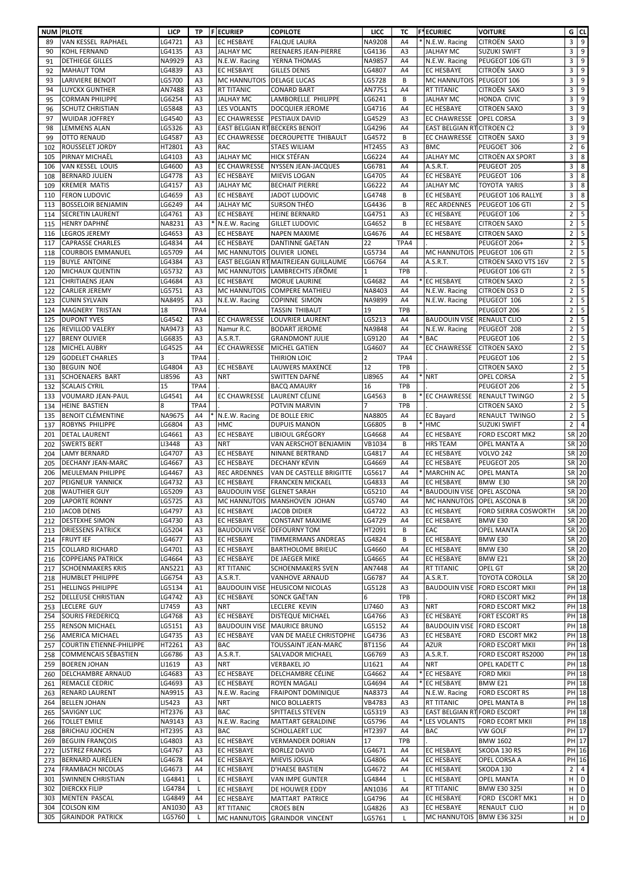| NUM | PILOTE | LICP | TP | F | ECURIEP | COPILOTE | LICC | TC | F* | ECURIEC | VOITURE | G | CL |
|---|---|---|---|---|---|---|---|---|---|---|---|---|---|
| 89 | VAN KESSEL RAPHAEL | LG4721 | A3 | | EC HESBAYE | FALQUE LAURA | NA9208 | A4 | * | N.E.W. Racing | CITROËN SAXO | 3 | 9 |
| 90 | KOHL FERNAND | LG4135 | A3 | | JALHAY MC | REENAERS JEAN-PIERRE | LG4136 | A3 | | JALHAY MC | SUZUKI SWIFT | 3 | 9 |
| 91 | DETHIEGE GILLES | NA9929 | A3 | | N.E.W. Racing | YERNA THOMAS | NA9857 | A4 | | N.E.W. Racing | PEUGEOT 106 GTI | 3 | 9 |
| 92 | MAHAUT TOM | LG4839 | A3 | | EC HESBAYE | GILLES DENIS | LG4807 | A4 | | EC HESBAYE | CITROËN SAXO | 3 | 9 |
| 93 | LARIVIERE BENOIT | LG5700 | A3 | | MC HANNUTOIS | DELAGE LUCAS | LG5728 | B | | MC HANNUTOIS | PEUGEOT 106 | 3 | 9 |
| 94 | LUYCKX GUNTHER | AN7488 | A3 | | RT TITANIC | CONARD BART | AN7751 | A4 | | RT TITANIC | CITROËN SAXO | 3 | 9 |
| 95 | CORMAN PHILIPPE | LG6254 | A3 | | JALHAY MC | LAMBORELLE PHILIPPE | LG6241 | B | | JALHAY MC | HONDA CIVIC | 3 | 9 |
| 96 | SCHUTZ CHRISTIAN | LG5848 | A3 | | LES VOLANTS | DOCQUIER JEROME | LG4716 | A4 | | EC HESBAYE | CITROEN SAXO | 3 | 9 |
| 97 | WUIDAR JOFFREY | LG4540 | A3 | | EC CHAWRESSE | PESTIAUX DAVID | LG4529 | A3 | | EC CHAWRESSE | OPEL CORSA | 3 | 9 |
| 98 | LEMMENS ALAN | LG5326 | A3 | | EAST BELGIAN RT | BECKERS BENOIT | LG4296 | A4 | | EAST BELGIAN RT | CITROEN C2 | 3 | 9 |
| 99 | OTTO RENAUD | LG4587 | A3 | | EC CHAWRESSE | DECROUPETTE THIBAULT | LG4572 | B | | EC CHAWRESSE | CITROËN SAXO | 3 | 9 |
| 102 | ROUSSELET JORDY | HT2801 | A3 | | RAC | STAES WILIAM | HT2455 | A3 | | BMC | PEUGOET 306 | 2 | 6 |
| 105 | PIRNAY MICHAËL | LG4103 | A3 | | JALHAY MC | HICK STÉFAN | LG6224 | A4 | | JALHAY MC | CITROËN AX SPORT | 3 | 8 |
| 106 | VAN KESSEL LOUIS | LG4600 | A3 | | EC CHAWRESSE | NYSSEN JEAN-JACQUES | LG6781 | A4 | | A.S.R.T. | PEUGEOT 205 | 3 | 8 |
| 108 | BERNARD JULIEN | LG4778 | A3 | | EC HESBAYE | MIEVIS LOGAN | LG4705 | A4 | | EC HESBAYE | PEUGEOT 106 | 3 | 8 |
| 109 | KREMER MATIS | LG4157 | A3 | | JALHAY MC | BECHAIT PIERRE | LG6222 | A4 | | JALHAY MC | TOYOTA YARIS | 3 | 8 |
| 110 | FERON LUDOVIC | LG4659 | A3 | | EC HESBAYE | JADOT LUDOVIC | LG4748 | B | | EC HESBAYE | PEUGEOT 106 RALLYE | 3 | 8 |
| 113 | BOSSELOIR BENJAMIN | LG6249 | A4 | | JALHAY MC | SURSON THÉO | LG4436 | B | | REC ARDENNES | PEUGEOT 106 GTI | 2 | 5 |
| 114 | SECRETIN LAURENT | LG4761 | A3 | | EC HESBAYE | HEINE BERNARD | LG4751 | A3 | | EC HESBAYE | PEUGEOT 106 | 2 | 5 |
| 115 | HENRY DAPHNÉ | NA8231 | A3 | * | N.E.W. Racing | GILLET LUDOVIC | LG4652 | B | | EC HESBAYE | CITROEN SAXO | 2 | 5 |
| 116 | LEGROS JEREMY | LG4653 | A3 | | EC HESBAYE | NAPEN MAXIME | LG4676 | A4 | | EC HESBAYE | CITROEN SAXO | 2 | 5 |
| 117 | CAPRASSE CHARLES | LG4834 | A4 | | EC HESBAYE | DANTINNE GAETAN | 22 | TPA4 | | . | PEUGEOT 206+ | 2 | 5 |
| 118 | COURBOIS EMMANUEL | LG5709 | A4 | | MC HANNUTOIS | OLIVIER LIONEL | LG5734 | A4 | | MC HANNUTOIS | PEUGEOT 106 GTI | 2 | 5 |
| 119 | BUYLE ANTOINE | LG4384 | A3 | | EAST BELGIAN RT | MAITREJEAN GUILLAUME | LG6764 | A4 | | A.S.R.T. | CITROEN SAXO VTS 16V | 2 | 5 |
| 120 | MICHAUX QUENTIN | LG5732 | A3 | | MC HANNUTOIS | LAMBRECHTS JÉRÔME | 1 | TPB | | . | PEUGEOT 106 GTI | 2 | 5 |
| 121 | CHRITIAENS JEAN | LG4684 | A3 | | EC HESBAYE | MORUE LAURINE | LG4682 | A4 | * | EC HESBAYE | CITROEN SAXO | 2 | 5 |
| 122 | CARLIER JEREMY | LG5751 | A3 | | MC HANNUTOIS | COMPERE MATHIEU | NA8403 | A4 | | N.E.W. Racing | CITROEN DS3 D | 2 | 5 |
| 123 | CUNIN SYLVAIN | NA8495 | A3 | | N.E.W. Racing | COPINNE SIMON | NA9899 | A4 | | N.E.W. Racing | PEUGEOT 106 | 2 | 5 |
| 124 | MAGNERY TRISTAN | 18 | TPA4 | | . | TASSIN THIBAUT | 19 | TPB | | . | PEUGEOT 206 | 2 | 5 |
| 125 | DUPONT YVES | LG4542 | A3 | | EC CHAWRESSE | LOUVRIER LAURENT | LG5213 | A4 | | BAUDOUIN VISE | RENAULT CLIO | 2 | 5 |
| 126 | REVILLOD VALERY | NA9473 | A3 | | Namur R.C. | BODART JEROME | NA9848 | A4 | | N.E.W. Racing | PEUGEOT 208 | 2 | 5 |
| 127 | BRENY OLIVIER | LG6835 | A3 | | A.S.R.T. | GRANDMONT JULIE | LG9120 | A4 | * | BAC | PEUGEOT 106 | 2 | 5 |
| 128 | MICHEL AUBRY | LG4525 | A4 | | EC CHAWRESSE | MICHEL GATIEN | LG4607 | A4 | | EC CHAWRESSE | CITROEN SAXO | 2 | 5 |
| 129 | GODELET CHARLES | 3 | TPA4 | | . | THIRION LOIC | 2 | TPA4 | | . | PEUGEOT 106 | 2 | 5 |
| 130 | BEGUIN NOÉ | LG4804 | A3 | | EC HESBAYE | LAUWERS MAXENCE | 12 | TPB | | . | CITROEN SAXO | 2 | 5 |
| 131 | SCHOENAERS BART | LI8596 | A3 | | NRT | SWITTEN DAFNÉ | LI8965 | A4 | * | NRT | OPEL CORSA | 2 | 5 |
| 132 | SCALAIS CYRIL | 15 | TPA4 | | . | BACQ AMAURY | 16 | TPB | | . | PEUGEOT 206 | 2 | 5 |
| 133 | VOUMARD JEAN-PAUL | LG4541 | A4 | | EC CHAWRESSE | LAURENT CÉLINE | LG4563 | B | * | EC CHAWRESSE | RENAULT TWINGO | 2 | 5 |
| 134 | HEINE BASTIEN | 8 | TPA4 | | . | POTVIN MARVIN | 7 | TPB | | . | CITROEN SAXO | 2 | 5 |
| 135 | BENOIT CLÉMENTINE | NA9675 | A4 | * | N.E.W. Racing | DE BOLLE ERIC | NA8805 | A4 | | EC Bayard | RENAULT TWINGO | 2 | 5 |
| 137 | ROBYNS PHILIPPE | LG6804 | A3 | | HMC | DUPUIS MANON | LG6805 | B | * | HMC | SUZUKI SWIFT | 2 | 4 |
| 201 | DETAL LAURENT | LG4661 | A3 | | EC HESBAYE | LIBIOUL GRÉGORY | LG4668 | A4 | | EC HESBAYE | FORD ESCORT MK2 | SR | 20 |
| 202 | SWERTS BERT | LI3448 | A3 | | NRT | VAN AERSCHOT BENJAMIN | VB1034 | B | | HRS TEAM | OPEL MANTA A | SR | 20 |
| 204 | LAMY BERNARD | LG4707 | A3 | | EC HESBAYE | NINANE BERTRAND | LG4817 | A4 | | EC HESBAYE | VOLVO 242 | SR | 20 |
| 205 | DECHANY JEAN-MARC | LG4667 | A3 | | EC HESBAYE | DECHANY KÉVIN | LG4669 | A4 | | EC HESBAYE | PEUGEOT 205 | SR | 20 |
| 206 | MEULEMAN PHILIPPE | LG4467 | A3 | | REC ARDENNES | VAN DE CASTELLE BRIGITTE | LG5617 | A4 | * | MARCHIN AC | OPEL MANTA | SR | 20 |
| 207 | PEIGNEUR YANNICK | LG4732 | A3 | | EC HESBAYE | FRANCKEN MICKAEL | LG4833 | A4 | | EC HESBAYE | BMW E30 | SR | 20 |
| 208 | WAUTHIER GUY | LG5209 | A3 | | BAUDOUIN VISE | GLENET SARAH | LG5210 | A4 | * | BAUDOUIN VISE | OPEL ASCONA | SR | 20 |
| 209 | LAPORTE RONNY | LG5725 | A3 | | MC HANNUTOIS | MANSHOVEN JOHAN | LG5740 | A4 | | MC HANNUTOIS | OPEL ASCONA B | SR | 20 |
| 210 | JACOB DENIS | LG4797 | A3 | | EC HESBAYE | JACOB DIDIER | LG4722 | A3 | | EC HESBAYE | FORD SIERRA COSWORTH | SR | 20 |
| 212 | DESTEXHE SIMON | LG4730 | A3 | | EC HESBAYE | CONSTANT MAXIME | LG4729 | A4 | | EC HESBAYE | BMW E30 | SR | 20 |
| 213 | DRIESSENS PATRICK | LG5204 | A3 | | BAUDOUIN VISE | DEFOURNY TOM | HT2091 | B | | EAC | OPEL MANTA | SR | 20 |
| 214 | FRUYT IEF | LG4677 | A3 | | EC HESBAYE | TIMMERMANS ANDREAS | LG4824 | B | | EC HESBAYE | BMW E30 | SR | 20 |
| 215 | COLLARD RICHARD | LG4701 | A3 | | EC HESBAYE | BARTHOLOME BRIEUC | LG4660 | A4 | | EC HESBAYE | BMW E30 | SR | 20 |
| 216 | COPPEJANS PATRICK | LG4664 | A3 | | EC HESBAYE | DE JAEGER MIKE | LG4665 | A4 | | EC HESBAYE | BMW E21 | SR | 20 |
| 217 | SCHOENMAKERS KRIS | AN5221 | A3 | | RT TITANIC | SCHOENMAKERS SVEN | AN7448 | A4 | | RT TITANIC | OPEL GT | SR | 20 |
| 218 | HUMBLET PHILIPPE | LG6754 | A3 | | A.S.R.T. | VANHOVE ARNAUD | LG6787 | A4 | | A.S.R.T. | TOYOTA COROLLA | SR | 20 |
| 251 | HELLINGS PHILIPPE | LG5134 | A1 | | BAUDOUIN VISE | HEUSICOM NICOLAS | LG5128 | A3 | | BAUDOUIN VISE | FORD ESCORT MKII | PH | 18 |
| 252 | DELLEUSE CHRISTIAN | LG4742 | A3 | | EC HESBAYE | SONCK GAËTAN | 6 | TPB | | . | FORD ESCORT MK2 | PH | 18 |
| 253 | LECLERE GUY | LI7459 | A3 | | NRT | LECLERE KEVIN | LI7460 | A3 | | NRT | FORD ESCORT MK2 | PH | 18 |
| 254 | SOURIS FREDERICQ | LG4768 | A3 | | EC HESBAYE | DISTEQUE MICHAEL | LG4766 | A3 | | EC HESBAYE | FORT ESCORT RS | PH | 18 |
| 255 | RENSON MICHAEL | LG5151 | A3 | | BAUDOUIN VISE | MAURICE BRUNO | LG5152 | A4 | | BAUDOUIN VISE | FORD ESCORT | PH | 18 |
| 256 | AMERICA MICHAEL | LG4735 | A3 | | EC HESBAYE | VAN DE MAELE CHRISTOPHE | LG4736 | A3 | | EC HESBAYE | FORD ESCORT MK2 | PH | 18 |
| 257 | COURTIN ETIENNE-PHILIPPE | HT2261 | A3 | | BAC | TOUSSAINT JEAN-MARC | BT1156 | A4 | | AZUR | FORD ESCORT MKII | PH | 18 |
| 258 | COMMENCAIS SÉBASTIEN | LG6786 | A3 | | A.S.R.T. | SALVADOR MICHAEL | LG6769 | A3 | | A.S.R.T. | FORD ESCORT RS2000 | PH | 18 |
| 259 | BOEREN JOHAN | LI1619 | A3 | | NRT | VERBAKEL JO | LI1621 | A4 | | NRT | OPEL KADETT C | PH | 18 |
| 260 | DELCHAMBRE ARNAUD | LG4683 | A3 | | EC HESBAYE | DELCHAMBRE CÉLINE | LG4662 | A4 | * | EC HESBAYE | FORD MKII | PH | 18 |
| 261 | REMACLE CEDRIC | LG4693 | A3 | | EC HESBAYE | ROYEN MAGALI | LG4694 | A4 | * | EC HESBAYE | BMW E21 | PH | 18 |
| 263 | RENARD LAURENT | NA9915 | A3 | | N.E.W. Racing | FRAIPONT DOMINIQUE | NA8373 | A4 | | N.E.W. Racing | FORD ESCORT RS | PH | 18 |
| 264 | BELLEN JOHAN | LI5423 | A3 | | NRT | NICO BOLLAERTS | VB4783 | A3 | | RT TITANIC | OPEL MANTA B | PH | 18 |
| 265 | SAVIGNY LUC | HT2376 | A3 | | BAC | SPITTAELS STEVEN | LG5319 | A3 | | EAST BELGIAN RT | FORD ESCORT | PH | 18 |
| 266 | TOLLET EMILE | NA9143 | A3 | | N.E.W. Racing | MATTART GERALDINE | LG5796 | A4 | * | LES VOLANTS | FORD ECORT MKII | PH | 18 |
| 268 | BRICHAU JOCHEN | HT2395 | A3 | | BAC | SCHOLLAERT LUC | HT2397 | A4 | | BAC | VW GOLF | PH | 17 |
| 269 | BEGUIN FRANÇOIS | LG4803 | A3 | | EC HESBAYE | VERMANDER DORIAN | 17 | TPB | | . | BMW 1602 | PH | 17 |
| 272 | LISTREZ FRANCIS | LG4767 | A3 | | EC HESBAYE | BORLEZ DAVID | LG4671 | A4 | | EC HESBAYE | SKODA 130 RS | PH | 16 |
| 273 | BERNARD AURÉLIEN | LG4678 | A4 | | EC HESBAYE | MIEVIS JOSUA | LG4806 | A4 | | EC HESBAYE | OPEL CORSA A | PH | 16 |
| 274 | FRAMBACH NICOLAS | LG4673 | A4 | | EC HESBAYE | D'HAESE BASTIEN | LG4672 | A4 | | EC HESBAYE | SKODA 130 | 2 | 4 |
| 301 | SWINNEN CHRISTIAN | LG4841 | L | | EC HESBAYE | VAN IMPE GUNTER | LG4844 | L | | EC HESBAYE | OPEL MANTA | H | D |
| 302 | DIERCKX FILIP | LG4784 | L | | EC HESBAYE | DE HOUWER EDDY | AN1036 | A4 | | RT TITANIC | BMW E30 325I | H | D |
| 303 | MENTEN PASCAL | LG4849 | A4 | | EC HESBAYE | MATTART PATRICE | LG4796 | A4 | | EC HESBAYE | FORD ESCORT MK1 | H | D |
| 304 | COLSON KIM | AN1030 | A3 | | RT TITANIC | CROES BEN | LG4826 | A3 | | EC HESBAYE | RENAULT CLIO | H | D |
| 305 | GRAINDOR PATRICK | LG5760 | L | | MC HANNUTOIS | GRAINDOR VINCENT | LG5761 | L | | MC HANNUTOIS | BMW E36 325I | H | D |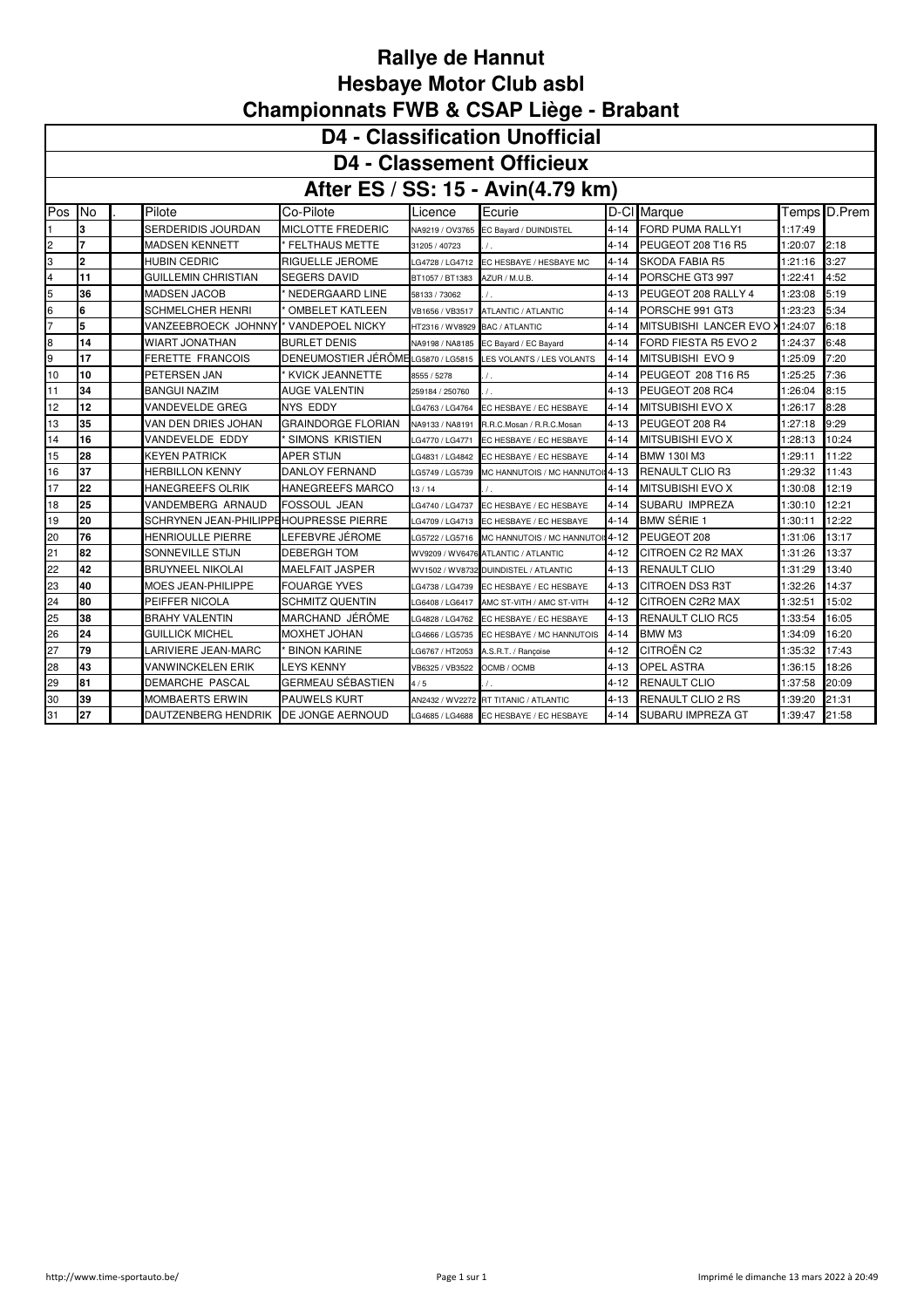# Rallye de Hannut
# Hesbaye Motor Club asbl
# Championnats FWB & CSAP Liège - Brabant

## D4 - Classification Unofficial

## D4 - Classement Officieux

## After ES / SS: 15 - Avin(4.79 km)

| Pos | No | . | Pilote | Co-Pilote | Licence | Ecurie | D-Cl | Marque | Temps | D.Prem |
|---|---|---|---|---|---|---|---|---|---|---|
| 1 | 3 | | SERDERIDIS JOURDAN | MICLOTTE FREDERIC | NA9219 / OV3765 | EC Bayard / DUINDISTEL | 4-14 | FORD PUMA RALLY1 | 1:17:49 | |
| 2 | 7 | | MADSEN KENNETT | * FELTHAUS METTE | 31205 / 40723 | . / . | 4-14 | PEUGEOT 208 T16 R5 | 1:20:07 | 2:18 |
| 3 | 2 | | HUBIN CEDRIC | RIGUELLE JEROME | LG4728 / LG4712 | EC HESBAYE / HESBAYE MC | 4-14 | SKODA FABIA R5 | 1:21:16 | 3:27 |
| 4 | 11 | | GUILLEMIN CHRISTIAN | SEGERS DAVID | BT1057 / BT1383 | AZUR / M.U.B. | 4-14 | PORSCHE GT3 997 | 1:22:41 | 4:52 |
| 5 | 36 | | MADSEN JACOB | * NEDERGAARD LINE | 58133 / 73062 | . / . | 4-13 | PEUGEOT 208 RALLY 4 | 1:23:08 | 5:19 |
| 6 | 6 | | SCHMELCHER HENRI | * OMBELET KATLEEN | VB1656 / VB3517 | ATLANTIC / ATLANTIC | 4-14 | PORSCHE 991 GT3 | 1:23:23 | 5:34 |
| 7 | 5 | | VANZEEBROECK JOHNNY | * VANDEPOEL NICKY | HT2316 / WV8929 | BAC / ATLANTIC | 4-14 | MITSUBISHI LANCER EVO X | 1:24:07 | 6:18 |
| 8 | 14 | | WIART JONATHAN | BURLET DENIS | NA9198 / NA8185 | EC Bayard / EC Bayard | 4-14 | FORD FIESTA R5 EVO 2 | 1:24:37 | 6:48 |
| 9 | 17 | | FERETTE FRANCOIS | DENEUMOSTIER JÉRÔME | LG5870 / LG5815 | LES VOLANTS / LES VOLANTS | 4-14 | MITSUBISHI EVO 9 | 1:25:09 | 7:20 |
| 10 | 10 | | PETERSEN JAN | * KVICK JEANNETTE | 8555 / 5278 | . / . | 4-14 | PEUGEOT 208 T16 R5 | 1:25:25 | 7:36 |
| 11 | 34 | | BANGUI NAZIM | AUGE VALENTIN | 259184 / 250760 | . / . | 4-13 | PEUGEOT 208 RC4 | 1:26:04 | 8:15 |
| 12 | 12 | | VANDEVELDE GREG | NYS EDDY | LG4763 / LG4764 | EC HESBAYE / EC HESBAYE | 4-14 | MITSUBISHI EVO X | 1:26:17 | 8:28 |
| 13 | 35 | | VAN DEN DRIES JOHAN | GRAINDORGE FLORIAN | NA9133 / NA8191 | R.R.C.Mosan / R.R.C.Mosan | 4-13 | PEUGEOT 208 R4 | 1:27:18 | 9:29 |
| 14 | 16 | | VANDEVELDE EDDY | * SIMONS KRISTIEN | LG4770 / LG4771 | EC HESBAYE / EC HESBAYE | 4-14 | MITSUBISHI EVO X | 1:28:13 | 10:24 |
| 15 | 28 | | KEYEN PATRICK | APER STIJN | LG4831 / LG4842 | EC HESBAYE / EC HESBAYE | 4-14 | BMW 130I M3 | 1:29:11 | 11:22 |
| 16 | 37 | | HERBILLON KENNY | DANLOY FERNAND | LG5749 / LG5739 | MC HANNUTOIS / MC HANNUTOIS | 4-13 | RENAULT CLIO R3 | 1:29:32 | 11:43 |
| 17 | 22 | | HANEGREEFS OLRIK | HANEGREEFS MARCO | 13 / 14 | . / . | 4-14 | MITSUBISHI EVO X | 1:30:08 | 12:19 |
| 18 | 25 | | VANDEMBERG ARNAUD | FOSSOUL JEAN | LG4740 / LG4737 | EC HESBAYE / EC HESBAYE | 4-14 | SUBARU IMPREZA | 1:30:10 | 12:21 |
| 19 | 20 | | SCHRYNEN JEAN-PHILIPPE | HOUPRESSE PIERRE | LG4709 / LG4713 | EC HESBAYE / EC HESBAYE | 4-14 | BMW SÉRIE 1 | 1:30:11 | 12:22 |
| 20 | 76 | | HENRIOULLE PIERRE | LEFEBVRE JÉROME | LG5722 / LG5716 | MC HANNUTOIS / MC HANNUTOIS | 4-12 | PEUGEOT 208 | 1:31:06 | 13:17 |
| 21 | 82 | | SONNEVILLE STIJN | DEBERGH TOM | WV9209 / WV6476 | ATLANTIC / ATLANTIC | 4-12 | CITROEN C2 R2 MAX | 1:31:26 | 13:37 |
| 22 | 42 | | BRUYNEEL NIKOLAI | MAELFAIT JASPER | WV1502 / WV8732 | DUINDISTEL / ATLANTIC | 4-13 | RENAULT CLIO | 1:31:29 | 13:40 |
| 23 | 40 | | MOES JEAN-PHILIPPE | FOUARGE YVES | LG4738 / LG4739 | EC HESBAYE / EC HESBAYE | 4-13 | CITROEN DS3 R3T | 1:32:26 | 14:37 |
| 24 | 80 | | PEIFFER NICOLA | SCHMITZ QUENTIN | LG6408 / LG6417 | AMC ST-VITH / AMC ST-VITH | 4-12 | CITROEN C2R2 MAX | 1:32:51 | 15:02 |
| 25 | 38 | | BRAHY VALENTIN | MARCHAND JÉRÔME | LG4828 / LG4762 | EC HESBAYE / EC HESBAYE | 4-13 | RENAULT CLIO RC5 | 1:33:54 | 16:05 |
| 26 | 24 | | GUILLICK MICHEL | MOXHET JOHAN | LG4666 / LG5735 | EC HESBAYE / MC HANNUTOIS | 4-14 | BMW M3 | 1:34:09 | 16:20 |
| 27 | 79 | | LARIVIERE JEAN-MARC | * BINON KARINE | LG6767 / HT2053 | A.S.R.T. / Rançoise | 4-12 | CITROËN C2 | 1:35:32 | 17:43 |
| 28 | 43 | | VANWINCKELEN ERIK | LEYS KENNY | VB6325 / VB3522 | OCMB / OCMB | 4-13 | OPEL ASTRA | 1:36:15 | 18:26 |
| 29 | 81 | | DEMARCHE PASCAL | GERMEAU SÉBASTIEN | 4 / 5 | . / . | 4-12 | RENAULT CLIO | 1:37:58 | 20:09 |
| 30 | 39 | | MOMBAERTS ERWIN | PAUWELS KURT | AN2432 / WV2272 | RT TITANIC / ATLANTIC | 4-13 | RENAULT CLIO 2 RS | 1:39:20 | 21:31 |
| 31 | 27 | | DAUTZENBERG HENDRIK | DE JONGE AERNOUD | LG4685 / LG4688 | EC HESBAYE / EC HESBAYE | 4-14 | SUBARU IMPREZA GT | 1:39:47 | 21:58 |

http://www.time-sportauto.be/ Imprimé le dimanche 13 mars 2022 à 20:49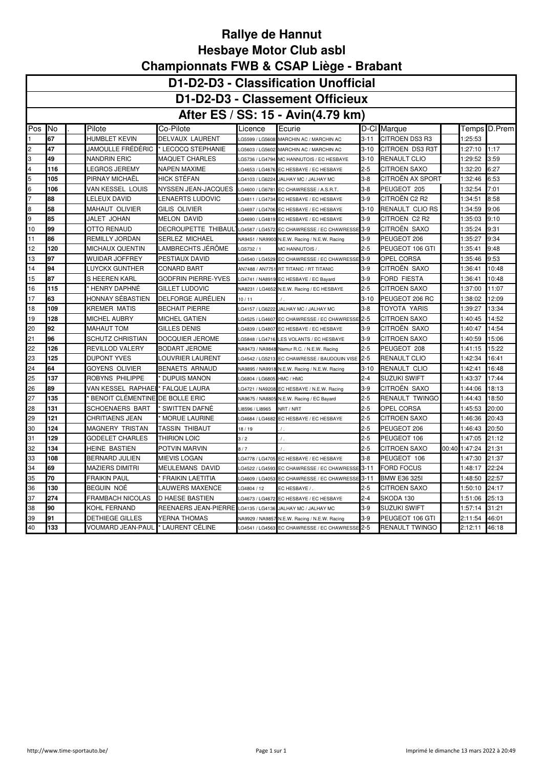# Rallye de Hannut
# Hesbaye Motor Club asbl
# Championnats FWB & CSAP Liège - Brabant

## D1-D2-D3 - Classification Unofficial
## D1-D2-D3 - Classement Officieux
## After ES / SS: 15 - Avin(4.79 km)

| Pos | No | . | Pilote | Co-Pilote | Licence | Ecurie | D-Cl | Marque | | Temps | D.Prem |
|---|---|---|---|---|---|---|---|---|---|---|---|
| 1 | 67 | | HUMBLET KEVIN | DELVAUX LAURENT | LG5599 / LG5608 | MARCHIN AC / MARCHIN AC | 3-11 | CITROEN DS3 R3 | | 1:25:53 | |
| 2 | 47 | | JAMOULLE FRÉDÉRIC | * LECOCQ STEPHANIE | LG5603 / LG5602 | MARCHIN AC / MARCHIN AC | 3-10 | CITROEN DS3 R3T | | 1:27:10 | 1:17 |
| 3 | 49 | | NANDRIN ERIC | MAQUET CHARLES | LG5736 / LG4794 | MC HANNUTOIS / EC HESBAYE | 3-10 | RENAULT CLIO | | 1:29:52 | 3:59 |
| 4 | 116 | | LEGROS JEREMY | NAPEN MAXIME | LG4653 / LG4676 | EC HESBAYE / EC HESBAYE | 2-5 | CITROEN SAXO | | 1:32:20 | 6:27 |
| 5 | 105 | | PIRNAY MICHAËL | HICK STÉFAN | LG4103 / LG6224 | JALHAY MC / JALHAY MC | 3-8 | CITROËN AX SPORT | | 1:32:46 | 6:53 |
| 6 | 106 | | VAN KESSEL LOUIS | NYSSEN JEAN-JACQUES | LG4600 / LG6781 | EC CHAWRESSE / A.S.R.T. | 3-8 | PEUGEOT 205 | | 1:32:54 | 7:01 |
| 7 | 88 | | LELEUX DAVID | LENAERTS LUDOVIC | LG4811 / LG4734 | EC HESBAYE / EC HESBAYE | 3-9 | CITROËN C2 R2 | | 1:34:51 | 8:58 |
| 8 | 58 | | MAHAUT OLIVIER | GILIS OLIVIER | LG4697 / LG4706 | EC HESBAYE / EC HESBAYE | 3-10 | RENAULT CLIO RS | | 1:34:59 | 9:06 |
| 9 | 85 | | JALET JOHAN | MELON DAVID | LG4690 / LG4819 | EC HESBAYE / EC HESBAYE | 3-9 | CITROEN C2 R2 | | 1:35:03 | 9:10 |
| 10 | 99 | | OTTO RENAUD | DECROUPETTE THIBAULT | LG4587 / LG4572 | EC CHAWRESSE / EC CHAWRESSE | 3-9 | CITROËN SAXO | | 1:35:24 | 9:31 |
| 11 | 86 | | REMILLY JORDAN | SERLEZ MICHAEL | NA9451 / NA9900 | N.E.W. Racing / N.E.W. Racing | 3-9 | PEUGEOT 206 | | 1:35:27 | 9:34 |
| 12 | 120 | | MICHAUX QUENTIN | LAMBRECHTS JÉRÔME | LG5732 / 1 | MC HANNUTOIS / . | 2-5 | PEUGEOT 106 GTI | | 1:35:41 | 9:48 |
| 13 | 97 | | WUIDAR JOFFREY | PESTIAUX DAVID | LG4540 / LG4529 | EC CHAWRESSE / EC CHAWRESSE | 3-9 | OPEL CORSA | | 1:35:46 | 9:53 |
| 14 | 94 | | LUYCKX GUNTHER | CONARD BART | AN7488 / AN7751 | RT TITANIC / RT TITANIC | 3-9 | CITROËN SAXO | | 1:36:41 | 10:48 |
| 15 | 87 | | S HEEREN KARL | GODFRIN PIERRE-YVES | LG4741 / NA8919 | EC HESBAYE / EC Bayard | 3-9 | FORD FIESTA | | 1:36:41 | 10:48 |
| 16 | 115 | | * HENRY DAPHNÉ | GILLET LUDOVIC | NA8231 / LG4652 | N.E.W. Racing / EC HESBAYE | 2-5 | CITROEN SAXO | | 1:37:00 | 11:07 |
| 17 | 63 | | HONNAY SÉBASTIEN | DELFORGE AURÉLIEN | 10 / 11 | . / . | 3-10 | PEUGEOT 206 RC | | 1:38:02 | 12:09 |
| 18 | 109 | | KREMER MATIS | BECHAIT PIERRE | LG4157 / LG6222 | JALHAY MC / JALHAY MC | 3-8 | TOYOTA YARIS | | 1:39:27 | 13:34 |
| 19 | 128 | | MICHEL AUBRY | MICHEL GATIEN | LG4525 / LG4607 | EC CHAWRESSE / EC CHAWRESSE | 2-5 | CITROEN SAXO | | 1:40:45 | 14:52 |
| 20 | 92 | | MAHAUT TOM | GILLES DENIS | LG4839 / LG4807 | EC HESBAYE / EC HESBAYE | 3-9 | CITROËN SAXO | | 1:40:47 | 14:54 |
| 21 | 96 | | SCHUTZ CHRISTIAN | DOCQUIER JEROME | LG5848 / LG4716 | LES VOLANTS / EC HESBAYE | 3-9 | CITROEN SAXO | | 1:40:59 | 15:06 |
| 22 | 126 | | REVILLOD VALERY | BODART JEROME | NA9473 / NA9848 | Namur R.C. / N.E.W. Racing | 2-5 | PEUGEOT 208 | | 1:41:15 | 15:22 |
| 23 | 125 | | DUPONT YVES | LOUVRIER LAURENT | LG4542 / LG5213 | EC CHAWRESSE / BAUDOUIN VISE | 2-5 | RENAULT CLIO | | 1:42:34 | 16:41 |
| 24 | 64 | | GOYENS OLIVIER | BENAETS ARNAUD | NA9895 / NA9918 | N.E.W. Racing / N.E.W. Racing | 3-10 | RENAULT CLIO | | 1:42:41 | 16:48 |
| 25 | 137 | | ROBYNS PHILIPPE | * DUPUIS MANON | LG6804 / LG6805 | HMC / HMC | 2-4 | SUZUKI SWIFT | | 1:43:37 | 17:44 |
| 26 | 89 | | VAN KESSEL RAPHAEL | * FALQUE LAURA | LG4721 / NA9208 | EC HESBAYE / N.E.W. Racing | 3-9 | CITROËN SAXO | | 1:44:06 | 18:13 |
| 27 | 135 | | * BENOIT CLÉMENTINE | DE BOLLE ERIC | NA9675 / NA8805 | N.E.W. Racing / EC Bayard | 2-5 | RENAULT TWINGO | | 1:44:43 | 18:50 |
| 28 | 131 | | SCHOENAERS BART | * SWITTEN DAFNÉ | LI8596 / LI8965 | NRT / NRT | 2-5 | OPEL CORSA | | 1:45:53 | 20:00 |
| 29 | 121 | | CHRITIAENS JEAN | * MORUE LAURINE | LG4684 / LG4682 | EC HESBAYE / EC HESBAYE | 2-5 | CITROEN SAXO | | 1:46:36 | 20:43 |
| 30 | 124 | | MAGNERY TRISTAN | TASSIN THIBAUT | 18 / 19 | . / . | 2-5 | PEUGEOT 206 | | 1:46:43 | 20:50 |
| 31 | 129 | | GODELET CHARLES | THIRION LOIC | 3 / 2 | . / . | 2-5 | PEUGEOT 106 | | 1:47:05 | 21:12 |
| 32 | 134 | | HEINE BASTIEN | POTVIN MARVIN | 8 / 7 | . / . | 2-5 | CITROEN SAXO | 00:40 | 1:47:24 | 21:31 |
| 33 | 108 | | BERNARD JULIEN | MIEVIS LOGAN | LG4778 / LG4705 | EC HESBAYE / EC HESBAYE | 3-8 | PEUGEOT 106 | | 1:47:30 | 21:37 |
| 34 | 69 | | MAZIERS DIMITRI | MEULEMANS DAVID | LG4522 / LG4593 | EC CHAWRESSE / EC CHAWRESSE | 3-11 | FORD FOCUS | | 1:48:17 | 22:24 |
| 35 | 70 | | FRAIKIN PAUL | * FRAIKIN LAETITIA | LG4609 / LG4053 | EC CHAWRESSE / EC CHAWRESSE | 3-11 | BMW E36 325I | | 1:48:50 | 22:57 |
| 36 | 130 | | BEGUIN NOÉ | LAUWERS MAXENCE | LG4804 / 12 | EC HESBAYE / . | 2-5 | CITROEN SAXO | | 1:50:10 | 24:17 |
| 37 | 274 | | FRAMBACH NICOLAS | D HAESE BASTIEN | LG4673 / LG4672 | EC HESBAYE / EC HESBAYE | 2-4 | SKODA 130 | | 1:51:06 | 25:13 |
| 38 | 90 | | KOHL FERNAND | REENAERS JEAN-PIERRE | LG4135 / LG4136 | JALHAY MC / JALHAY MC | 3-9 | SUZUKI SWIFT | | 1:57:14 | 31:21 |
| 39 | 91 | | DETHIEGE GILLES | YERNA THOMAS | NA9929 / NA9857 | N.E.W. Racing / N.E.W. Racing | 3-9 | PEUGEOT 106 GTI | | 2:11:54 | 46:01 |
| 40 | 133 | | VOUMARD JEAN-PAUL | * LAURENT CÉLINE | LG4541 / LG4563 | EC CHAWRESSE / EC CHAWRESSE | 2-5 | RENAULT TWINGO | | 2:12:11 | 46:18 |

http://www.time-sportauto.be/ — Imprimé le dimanche 13 mars 2022 à 20:49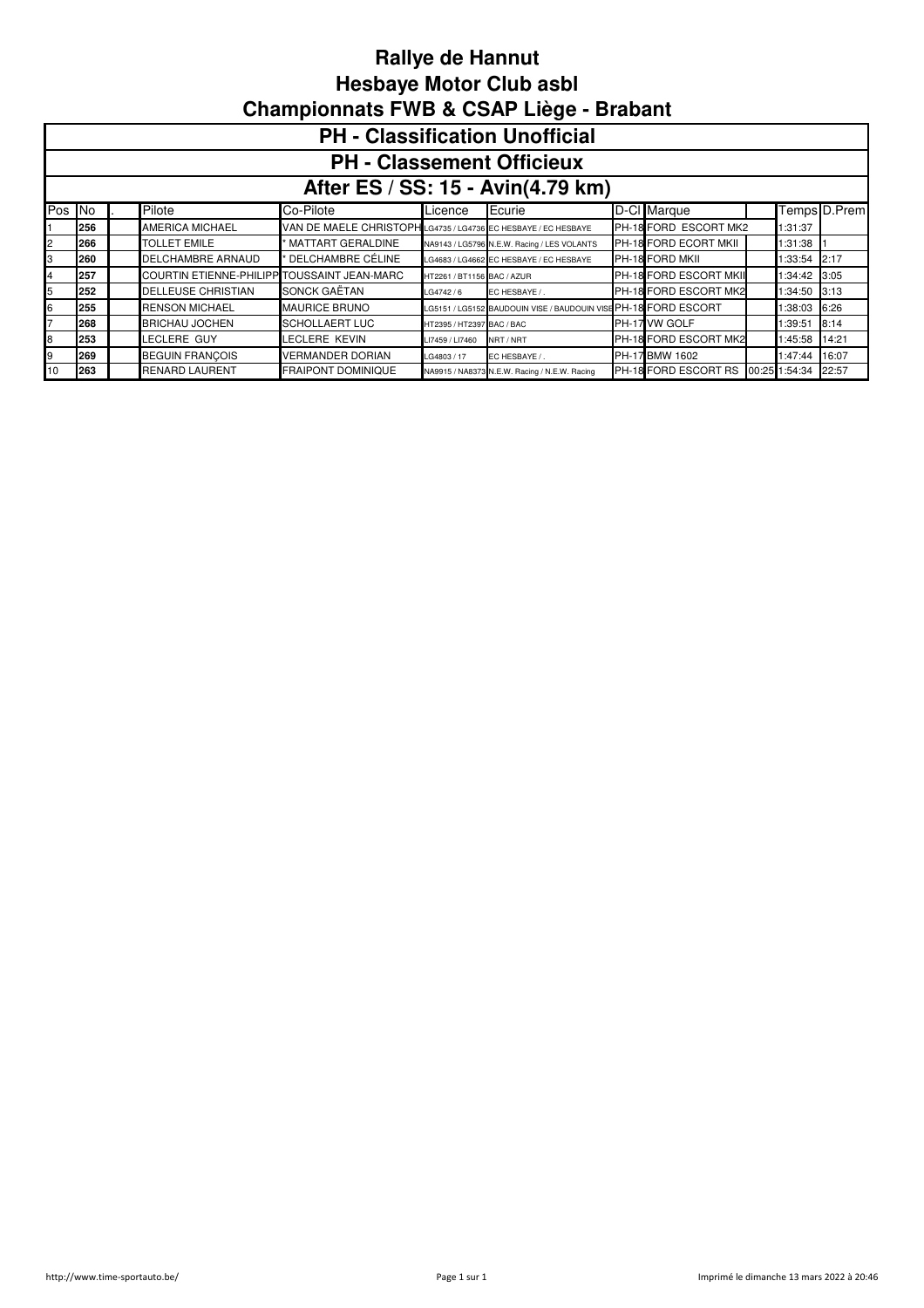# Rallye de Hannut
# Hesbaye Motor Club asbl
# Championnats FWB & CSAP Liège - Brabant

## PH - Classification Unofficial
## PH - Classement Officieux
## After ES / SS: 15 - Avin(4.79 km)

| Pos | No | . | Pilote | Co-Pilote | Licence | Ecurie | D-Cl | Marque | | Temps | D.Prem |
|---|---|---|---|---|---|---|---|---|---|---|---|
| 1 | 256 | | AMERICA MICHAEL | VAN DE MAELE CHRISTOPH | LG4735 / LG4736 | EC HESBAYE / EC HESBAYE | PH-18 | FORD ESCORT MK2 | | 1:31:37 | |
| 2 | 266 | | TOLLET EMILE | * MATTART GERALDINE | NA9143 / LG5796 | N.E.W. Racing / LES VOLANTS | PH-18 | FORD ECORT MKII | | 1:31:38 | 1 |
| 3 | 260 | | DELCHAMBRE ARNAUD | * DELCHAMBRE CÉLINE | LG4683 / LG4662 | EC HESBAYE / EC HESBAYE | PH-18 | FORD MKII | | 1:33:54 | 2:17 |
| 4 | 257 | | COURTIN ETIENNE-PHILIPP | TOUSSAINT JEAN-MARC | HT2261 / BT1156 | BAC / AZUR | PH-18 | FORD ESCORT MKII | | 1:34:42 | 3:05 |
| 5 | 252 | | DELLEUSE CHRISTIAN | SONCK GAËTAN | LG4742 / 6 | EC HESBAYE / . | PH-18 | FORD ESCORT MK2 | | 1:34:50 | 3:13 |
| 6 | 255 | | RENSON MICHAEL | MAURICE BRUNO | LG5151 / LG5152 | BAUDOUIN VISE / BAUDOUIN VISE | PH-18 | FORD ESCORT | | 1:38:03 | 6:26 |
| 7 | 268 | | BRICHAU JOCHEN | SCHOLLAERT LUC | HT2395 / HT2397 | BAC / BAC | PH-17 | VW GOLF | | 1:39:51 | 8:14 |
| 8 | 253 | | LECLERE GUY | LECLERE KEVIN | LI7459 / LI7460 | NRT / NRT | PH-18 | FORD ESCORT MK2 | | 1:45:58 | 14:21 |
| 9 | 269 | | BEGUIN FRANÇOIS | VERMANDER DORIAN | LG4803 / 17 | EC HESBAYE / . | PH-17 | BMW 1602 | | 1:47:44 | 16:07 |
| 10 | 263 | | RENARD LAURENT | FRAIPONT DOMINIQUE | NA9915 / NA8373 | N.E.W. Racing / N.E.W. Racing | PH-18 | FORD ESCORT RS | 00:25 | 1:54:34 | 22:57 |

http://www.time-sportauto.be/

Imprimé le dimanche 13 mars 2022 à 20:46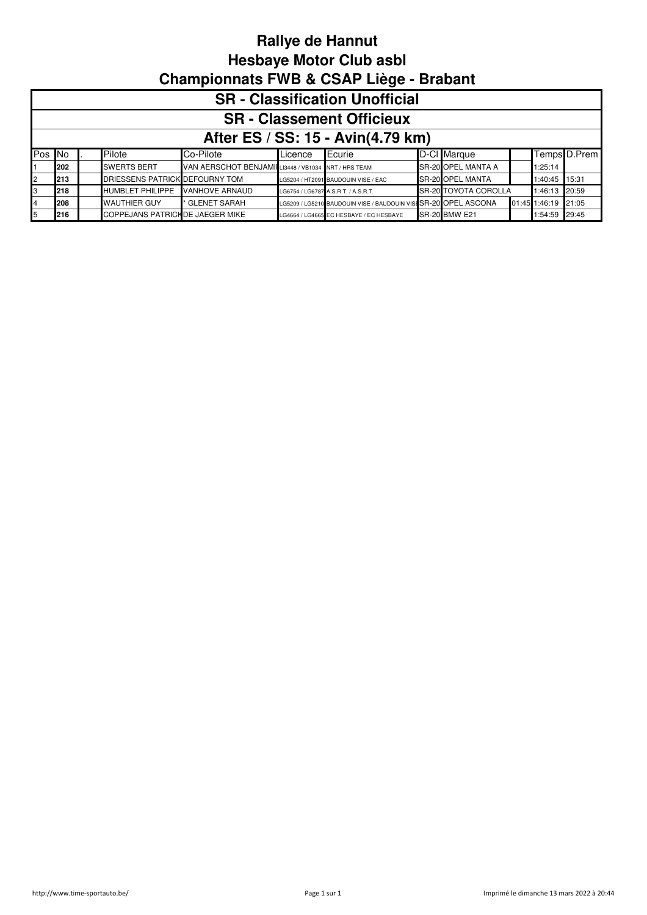# Rallye de Hannut
## Hesbaye Motor Club asbl
## Championnats FWB & CSAP Liège - Brabant

### SR - Classification Unofficial
### SR - Classement Officieux
### After ES / SS: 15 - Avin(4.79 km)

| Pos | No | . | Pilote | Co-Pilote | Licence | Ecurie | D-Cl | Marque | | Temps | D.Prem |
|---|---|---|---|---|---|---|---|---|---|---|---|
| 1 | **202** | | SWERTS BERT | VAN AERSCHOT BENJAMI | LI3448 / VB1034 | NRT / HRS TEAM | SR-20 | OPEL MANTA A | | 1:25:14 | |
| 2 | **213** | | DRIESSENS PATRICK | DEFOURNY TOM | LG5204 / HT2091 | BAUDOUIN VISE / EAC | SR-20 | OPEL MANTA | | 1:40:45 | 15:31 |
| 3 | **218** | | HUMBLET PHILIPPE | VANHOVE ARNAUD | LG6754 / LG6787 | A.S.R.T. / A.S.R.T. | SR-20 | TOYOTA COROLLA | | 1:46:13 | 20:59 |
| 4 | **208** | | WAUTHIER GUY | * GLENET SARAH | LG5209 / LG5210 | BAUDOUIN VISE / BAUDOUIN VISE | SR-20 | OPEL ASCONA | 01:45 | 1:46:19 | 21:05 |
| 5 | **216** | | COPPEJANS PATRICK | DE JAEGER MIKE | LG4664 / LG4665 | EC HESBAYE / EC HESBAYE | SR-20 | BMW E21 | | 1:54:59 | 29:45 |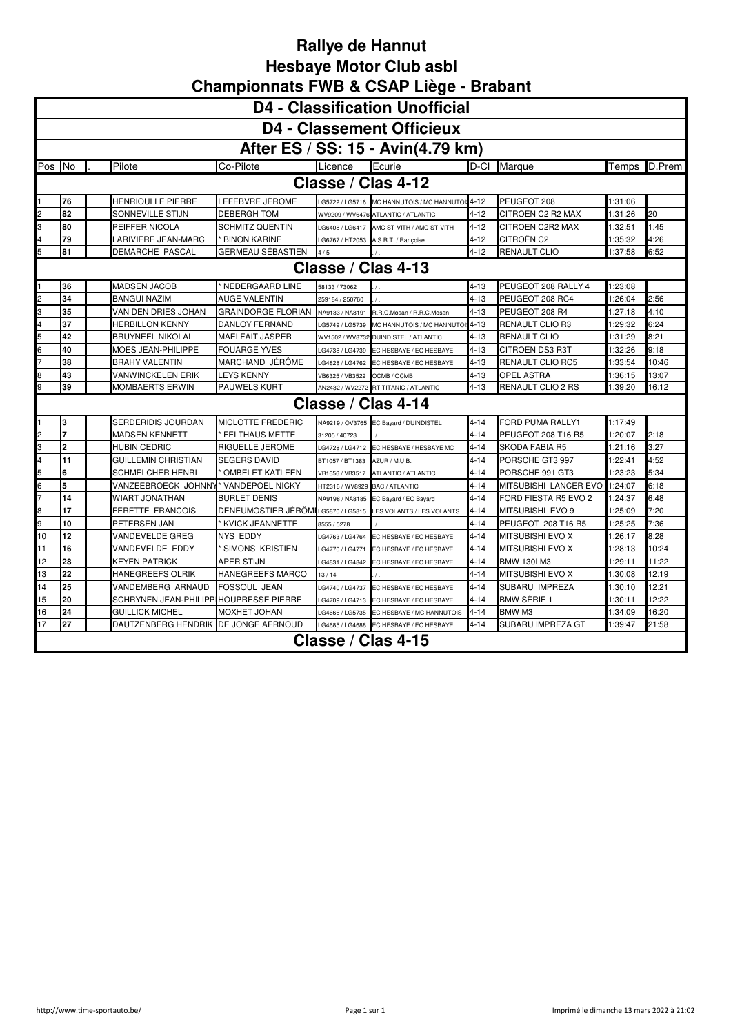# Rallye de Hannut

## Hesbaye Motor Club asbl

## Championnats FWB & CSAP Liège - Brabant

### D4 - Classification Unofficial

### D4 - Classement Officieux

### After ES / SS: 15 - Avin(4.79 km)

| Pos | No | . | Pilote | Co-Pilote | Licence | Ecurie | D-Cl | Marque | Temps | D.Prem |
|---|---|---|---|---|---|---|---|---|---|---|
| **Classe / Clas 4-12** | | | | | | | | | | |
| 1 | 76 | | HENRIOULLE PIERRE | LEFEBVRE JÉROME | LG5722 / LG5716 | MC HANNUTOIS / MC HANNUTOIS | 4-12 | PEUGEOT 208 | 1:31:06 | |
| 2 | 82 | | SONNEVILLE STIJN | DEBERGH TOM | WV9209 / WV6476 | ATLANTIC / ATLANTIC | 4-12 | CITROEN C2 R2 MAX | 1:31:26 | 20 |
| 3 | 80 | | PEIFFER NICOLA | SCHMITZ QUENTIN | LG6408 / LG6417 | AMC ST-VITH / AMC ST-VITH | 4-12 | CITROEN C2R2 MAX | 1:32:51 | 1:45 |
| 4 | 79 | | LARIVIERE JEAN-MARC | * BINON KARINE | LG6767 / HT2053 | A.S.R.T. / Rançoise | 4-12 | CITROËN C2 | 1:35:32 | 4:26 |
| 5 | 81 | | DEMARCHE PASCAL | GERMEAU SÉBASTIEN | 4 / 5 | . / . | 4-12 | RENAULT CLIO | 1:37:58 | 6:52 |
| **Classe / Clas 4-13** | | | | | | | | | | |
| 1 | 36 | | MADSEN JACOB | * NEDERGAARD LINE | 58133 / 73062 | . / . | 4-13 | PEUGEOT 208 RALLY 4 | 1:23:08 | |
| 2 | 34 | | BANGUI NAZIM | AUGE VALENTIN | 259184 / 250760 | . / . | 4-13 | PEUGEOT 208 RC4 | 1:26:04 | 2:56 |
| 3 | 35 | | VAN DEN DRIES JOHAN | GRAINDORGE FLORIAN | NA9133 / NA8191 | R.R.C.Mosan / R.R.C.Mosan | 4-13 | PEUGEOT 208 R4 | 1:27:18 | 4:10 |
| 4 | 37 | | HERBILLON KENNY | DANLOY FERNAND | LG5749 / LG5739 | MC HANNUTOIS / MC HANNUTOIS | 4-13 | RENAULT CLIO R3 | 1:29:32 | 6:24 |
| 5 | 42 | | BRUYNEEL NIKOLAI | MAELFAIT JASPER | WV1502 / WV8732 | DUINDISTEL / ATLANTIC | 4-13 | RENAULT CLIO | 1:31:29 | 8:21 |
| 6 | 40 | | MOES JEAN-PHILIPPE | FOUARGE YVES | LG4738 / LG4739 | EC HESBAYE / EC HESBAYE | 4-13 | CITROEN DS3 R3T | 1:32:26 | 9:18 |
| 7 | 38 | | BRAHY VALENTIN | MARCHAND JÉRÔME | LG4828 / LG4762 | EC HESBAYE / EC HESBAYE | 4-13 | RENAULT CLIO RC5 | 1:33:54 | 10:46 |
| 8 | 43 | | VANWINCKELEN ERIK | LEYS KENNY | VB6325 / VB3522 | OCMB / OCMB | 4-13 | OPEL ASTRA | 1:36:15 | 13:07 |
| 9 | 39 | | MOMBAERTS ERWIN | PAUWELS KURT | AN2432 / WV2272 | RT TITANIC / ATLANTIC | 4-13 | RENAULT CLIO 2 RS | 1:39:20 | 16:12 |
| **Classe / Clas 4-14** | | | | | | | | | | |
| 1 | 3 | | SERDERIDIS JOURDAN | MICLOTTE FREDERIC | NA9219 / OV3765 | EC Bayard / DUINDISTEL | 4-14 | FORD PUMA RALLY1 | 1:17:49 | |
| 2 | 7 | | MADSEN KENNETT | * FELTHAUS METTE | 31205 / 40723 | . / . | 4-14 | PEUGEOT 208 T16 R5 | 1:20:07 | 2:18 |
| 3 | 2 | | HUBIN CEDRIC | RIGUELLE JEROME | LG4728 / LG4712 | EC HESBAYE / HESBAYE MC | 4-14 | SKODA FABIA R5 | 1:21:16 | 3:27 |
| 4 | 11 | | GUILLEMIN CHRISTIAN | SEGERS DAVID | BT1057 / BT1383 | AZUR / M.U.B. | 4-14 | PORSCHE GT3 997 | 1:22:41 | 4:52 |
| 5 | 6 | | SCHMELCHER HENRI | * OMBELET KATLEEN | VB1656 / VB3517 | ATLANTIC / ATLANTIC | 4-14 | PORSCHE 991 GT3 | 1:23:23 | 5:34 |
| 6 | 5 | | VANZEEBROECK JOHNNY | * VANDEPOEL NICKY | HT2316 / WV8929 | BAC / ATLANTIC | 4-14 | MITSUBISHI LANCER EVO | 1:24:07 | 6:18 |
| 7 | 14 | | WIART JONATHAN | BURLET DENIS | NA9198 / NA8185 | EC Bayard / EC Bayard | 4-14 | FORD FIESTA R5 EVO 2 | 1:24:37 | 6:48 |
| 8 | 17 | | FERETTE FRANCOIS | DENEUMOSTIER JÉRÔME | LG5870 / LG5815 | LES VOLANTS / LES VOLANTS | 4-14 | MITSUBISHI EVO 9 | 1:25:09 | 7:20 |
| 9 | 10 | | PETERSEN JAN | * KVICK JEANNETTE | 8555 / 5278 | . / . | 4-14 | PEUGEOT 208 T16 R5 | 1:25:25 | 7:36 |
| 10 | 12 | | VANDEVELDE GREG | NYS EDDY | LG4763 / LG4764 | EC HESBAYE / EC HESBAYE | 4-14 | MITSUBISHI EVO X | 1:26:17 | 8:28 |
| 11 | 16 | | VANDEVELDE EDDY | * SIMONS KRISTIEN | LG4770 / LG4771 | EC HESBAYE / EC HESBAYE | 4-14 | MITSUBISHI EVO X | 1:28:13 | 10:24 |
| 12 | 28 | | KEYEN PATRICK | APER STIJN | LG4831 / LG4842 | EC HESBAYE / EC HESBAYE | 4-14 | BMW 130I M3 | 1:29:11 | 11:22 |
| 13 | 22 | | HANEGREEFS OLRIK | HANEGREEFS MARCO | 13 / 14 | . / . | 4-14 | MITSUBISHI EVO X | 1:30:08 | 12:19 |
| 14 | 25 | | VANDEMBERG ARNAUD | FOSSOUL JEAN | LG4740 / LG4737 | EC HESBAYE / EC HESBAYE | 4-14 | SUBARU IMPREZA | 1:30:10 | 12:21 |
| 15 | 20 | | SCHRYNEN JEAN-PHILIPPE | HOUPRESSE PIERRE | LG4709 / LG4713 | EC HESBAYE / EC HESBAYE | 4-14 | BMW SÉRIE 1 | 1:30:11 | 12:22 |
| 16 | 24 | | GUILLICK MICHEL | MOXHET JOHAN | LG4666 / LG5735 | EC HESBAYE / MC HANNUTOIS | 4-14 | BMW M3 | 1:34:09 | 16:20 |
| 17 | 27 | | DAUTZENBERG HENDRIK | DE JONGE AERNOUD | LG4685 / LG4688 | EC HESBAYE / EC HESBAYE | 4-14 | SUBARU IMPREZA GT | 1:39:47 | 21:58 |
| **Classe / Clas 4-15** | | | | | | | | | | |

http://www.time-sportauto.be/

Imprimé le dimanche 13 mars 2022 à 21:02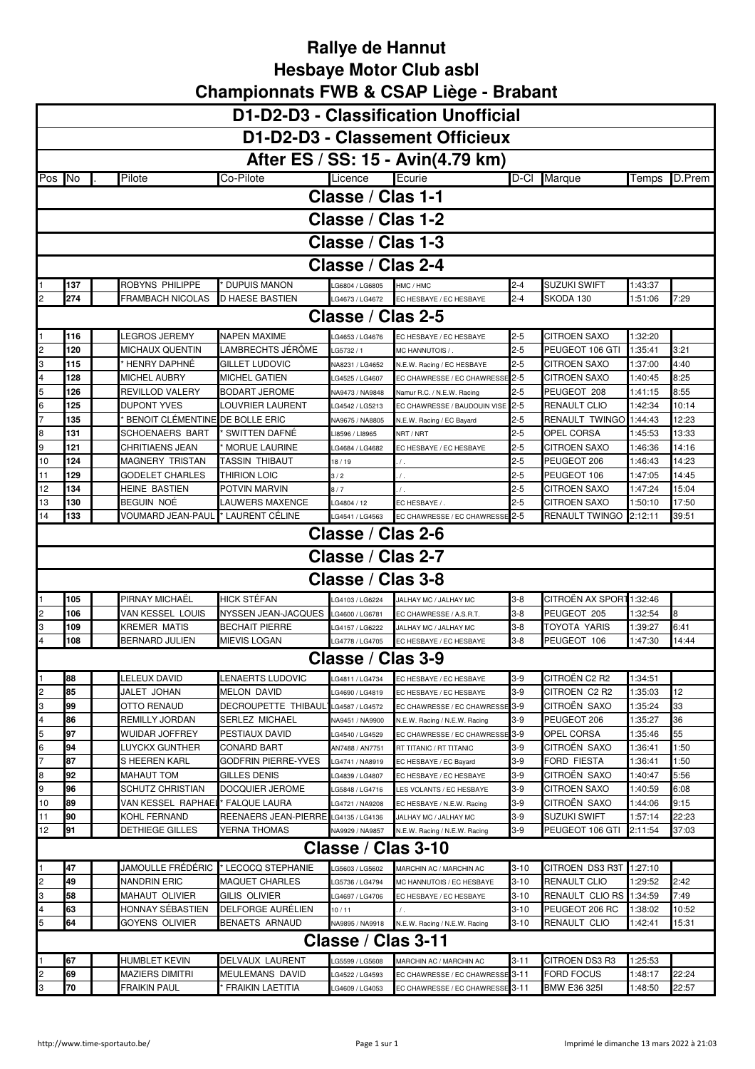# Rallye de Hannut
## Hesbaye Motor Club asbl
## Championnats FWB & CSAP Liège - Brabant

### D1-D2-D3 - Classification Unofficial
### D1-D2-D3 - Classement Officieux
### After ES / SS: 15 - Avin(4.79 km)

| Pos | No | . | Pilote | Co-Pilote | Licence | Ecurie | D-Cl | Marque | Temps | D.Prem |
|---|---|---|---|---|---|---|---|---|---|---|
| **Classe / Clas 1-1** | | | | | | | | | | |
| **Classe / Clas 1-2** | | | | | | | | | | |
| **Classe / Clas 1-3** | | | | | | | | | | |
| **Classe / Clas 2-4** | | | | | | | | | | |
| 1 | 137 | | ROBYNS PHILIPPE | * DUPUIS MANON | LG6804 / LG6805 | HMC / HMC | 2-4 | SUZUKI SWIFT | 1:43:37 | |
| 2 | 274 | | FRAMBACH NICOLAS | D HAESE BASTIEN | LG4673 / LG4672 | EC HESBAYE / EC HESBAYE | 2-4 | SKODA 130 | 1:51:06 | 7:29 |
| **Classe / Clas 2-5** | | | | | | | | | | |
| 1 | 116 | | LEGROS JEREMY | NAPEN MAXIME | LG4653 / LG4676 | EC HESBAYE / EC HESBAYE | 2-5 | CITROEN SAXO | 1:32:20 | |
| 2 | 120 | | MICHAUX QUENTIN | LAMBRECHTS JÉRÔME | LG5732 / 1 | MC HANNUTOIS / . | 2-5 | PEUGEOT 106 GTI | 1:35:41 | 3:21 |
| 3 | 115 | | * HENRY DAPHNÉ | GILLET LUDOVIC | NA8231 / LG4652 | N.E.W. Racing / EC HESBAYE | 2-5 | CITROEN SAXO | 1:37:00 | 4:40 |
| 4 | 128 | | MICHEL AUBRY | MICHEL GATIEN | LG4525 / LG4607 | EC CHAWRESSE / EC CHAWRESSE | 2-5 | CITROEN SAXO | 1:40:45 | 8:25 |
| 5 | 126 | | REVILLOD VALERY | BODART JEROME | NA9473 / NA9848 | Namur R.C. / N.E.W. Racing | 2-5 | PEUGEOT 208 | 1:41:15 | 8:55 |
| 6 | 125 | | DUPONT YVES | LOUVRIER LAURENT | LG4542 / LG5213 | EC CHAWRESSE / BAUDOUIN VISE | 2-5 | RENAULT CLIO | 1:42:34 | 10:14 |
| 7 | 135 | | * BENOIT CLÉMENTINE | DE BOLLE ERIC | NA9675 / NA8805 | N.E.W. Racing / EC Bayard | 2-5 | RENAULT TWINGO | 1:44:43 | 12:23 |
| 8 | 131 | | SCHOENAERS BART | * SWITTEN DAFNÉ | LI8596 / LI8965 | NRT / NRT | 2-5 | OPEL CORSA | 1:45:53 | 13:33 |
| 9 | 121 | | CHRITIAENS JEAN | * MORUE LAURINE | LG4684 / LG4682 | EC HESBAYE / EC HESBAYE | 2-5 | CITROEN SAXO | 1:46:36 | 14:16 |
| 10 | 124 | | MAGNERY TRISTAN | TASSIN THIBAUT | 18 / 19 | . / . | 2-5 | PEUGEOT 206 | 1:46:43 | 14:23 |
| 11 | 129 | | GODELET CHARLES | THIRION LOIC | 3 / 2 | . / . | 2-5 | PEUGEOT 106 | 1:47:05 | 14:45 |
| 12 | 134 | | HEINE BASTIEN | POTVIN MARVIN | 8 / 7 | . / . | 2-5 | CITROEN SAXO | 1:47:24 | 15:04 |
| 13 | 130 | | BEGUIN NOÉ | LAUWERS MAXENCE | LG4804 / 12 | EC HESBAYE / . | 2-5 | CITROEN SAXO | 1:50:10 | 17:50 |
| 14 | 133 | | VOUMARD JEAN-PAUL | * LAURENT CÉLINE | LG4541 / LG4563 | EC CHAWRESSE / EC CHAWRESSE | 2-5 | RENAULT TWINGO | 2:12:11 | 39:51 |
| **Classe / Clas 2-6** | | | | | | | | | | |
| **Classe / Clas 2-7** | | | | | | | | | | |
| **Classe / Clas 3-8** | | | | | | | | | | |
| 1 | 105 | | PIRNAY MICHAËL | HICK STÉFAN | LG4103 / LG6224 | JALHAY MC / JALHAY MC | 3-8 | CITROËN AX SPORT | 1:32:46 | |
| 2 | 106 | | VAN KESSEL LOUIS | NYSSEN JEAN-JACQUES | LG4600 / LG6781 | EC CHAWRESSE / A.S.R.T. | 3-8 | PEUGEOT 205 | 1:32:54 | 8 |
| 3 | 109 | | KREMER MATIS | BECHAIT PIERRE | LG4157 / LG6222 | JALHAY MC / JALHAY MC | 3-8 | TOYOTA YARIS | 1:39:27 | 6:41 |
| 4 | 108 | | BERNARD JULIEN | MIEVIS LOGAN | LG4778 / LG4705 | EC HESBAYE / EC HESBAYE | 3-8 | PEUGEOT 106 | 1:47:30 | 14:44 |
| **Classe / Clas 3-9** | | | | | | | | | | |
| 1 | 88 | | LELEUX DAVID | LENAERTS LUDOVIC | LG4811 / LG4734 | EC HESBAYE / EC HESBAYE | 3-9 | CITROËN C2 R2 | 1:34:51 | |
| 2 | 85 | | JALET JOHAN | MELON DAVID | LG4690 / LG4819 | EC HESBAYE / EC HESBAYE | 3-9 | CITROEN C2 R2 | 1:35:03 | 12 |
| 3 | 99 | | OTTO RENAUD | DECROUPETTE THIBAULT | LG4587 / LG4572 | EC CHAWRESSE / EC CHAWRESSE | 3-9 | CITROËN SAXO | 1:35:24 | 33 |
| 4 | 86 | | REMILLY JORDAN | SERLEZ MICHAEL | NA9451 / NA9900 | N.E.W. Racing / N.E.W. Racing | 3-9 | PEUGEOT 206 | 1:35:27 | 36 |
| 5 | 97 | | WUIDAR JOFFREY | PESTIAUX DAVID | LG4540 / LG4529 | EC CHAWRESSE / EC CHAWRESSE | 3-9 | OPEL CORSA | 1:35:46 | 55 |
| 6 | 94 | | LUYCKX GUNTHER | CONARD BART | AN7488 / AN7751 | RT TITANIC / RT TITANIC | 3-9 | CITROËN SAXO | 1:36:41 | 1:50 |
| 7 | 87 | | S HEEREN KARL | GODFRIN PIERRE-YVES | LG4741 / NA8919 | EC HESBAYE / EC Bayard | 3-9 | FORD FIESTA | 1:36:41 | 1:50 |
| 8 | 92 | | MAHAUT TOM | GILLES DENIS | LG4839 / LG4807 | EC HESBAYE / EC HESBAYE | 3-9 | CITROËN SAXO | 1:40:47 | 5:56 |
| 9 | 96 | | SCHUTZ CHRISTIAN | DOCQUIER JEROME | LG5848 / LG4716 | LES VOLANTS / EC HESBAYE | 3-9 | CITROEN SAXO | 1:40:59 | 6:08 |
| 10 | 89 | | VAN KESSEL RAPHAEL | * FALQUE LAURA | LG4721 / NA9208 | EC HESBAYE / N.E.W. Racing | 3-9 | CITROËN SAXO | 1:44:06 | 9:15 |
| 11 | 90 | | KOHL FERNAND | REENAERS JEAN-PIERRE | LG4135 / LG4136 | JALHAY MC / JALHAY MC | 3-9 | SUZUKI SWIFT | 1:57:14 | 22:23 |
| 12 | 91 | | DETHIEGE GILLES | YERNA THOMAS | NA9929 / NA9857 | N.E.W. Racing / N.E.W. Racing | 3-9 | PEUGEOT 106 GTI | 2:11:54 | 37:03 |
| **Classe / Clas 3-10** | | | | | | | | | | |
| 1 | 47 | | JAMOULLE FRÉDÉRIC | * LECOCQ STEPHANIE | LG5603 / LG5602 | MARCHIN AC / MARCHIN AC | 3-10 | CITROEN DS3 R3T | 1:27:10 | |
| 2 | 49 | | NANDRIN ERIC | MAQUET CHARLES | LG5736 / LG4794 | MC HANNUTOIS / EC HESBAYE | 3-10 | RENAULT CLIO | 1:29:52 | 2:42 |
| 3 | 58 | | MAHAUT OLIVIER | GILIS OLIVIER | LG4697 / LG4706 | EC HESBAYE / EC HESBAYE | 3-10 | RENAULT CLIO RS | 1:34:59 | 7:49 |
| 4 | 63 | | HONNAY SÉBASTIEN | DELFORGE AURÉLIEN | 10 / 11 | . / . | 3-10 | PEUGEOT 206 RC | 1:38:02 | 10:52 |
| 5 | 64 | | GOYENS OLIVIER | BENAETS ARNAUD | NA9895 / NA9918 | N.E.W. Racing / N.E.W. Racing | 3-10 | RENAULT CLIO | 1:42:41 | 15:31 |
| **Classe / Clas 3-11** | | | | | | | | | | |
| 1 | 67 | | HUMBLET KEVIN | DELVAUX LAURENT | LG5599 / LG5608 | MARCHIN AC / MARCHIN AC | 3-11 | CITROEN DS3 R3 | 1:25:53 | |
| 2 | 69 | | MAZIERS DIMITRI | MEULEMANS DAVID | LG4522 / LG4593 | EC CHAWRESSE / EC CHAWRESSE | 3-11 | FORD FOCUS | 1:48:17 | 22:24 |
| 3 | 70 | | FRAIKIN PAUL | * FRAIKIN LAETITIA | LG4609 / LG4053 | EC CHAWRESSE / EC CHAWRESSE | 3-11 | BMW E36 325I | 1:48:50 | 22:57 |

http://www.time-sportauto.be/

Imprimé le dimanche 13 mars 2022 à 21:03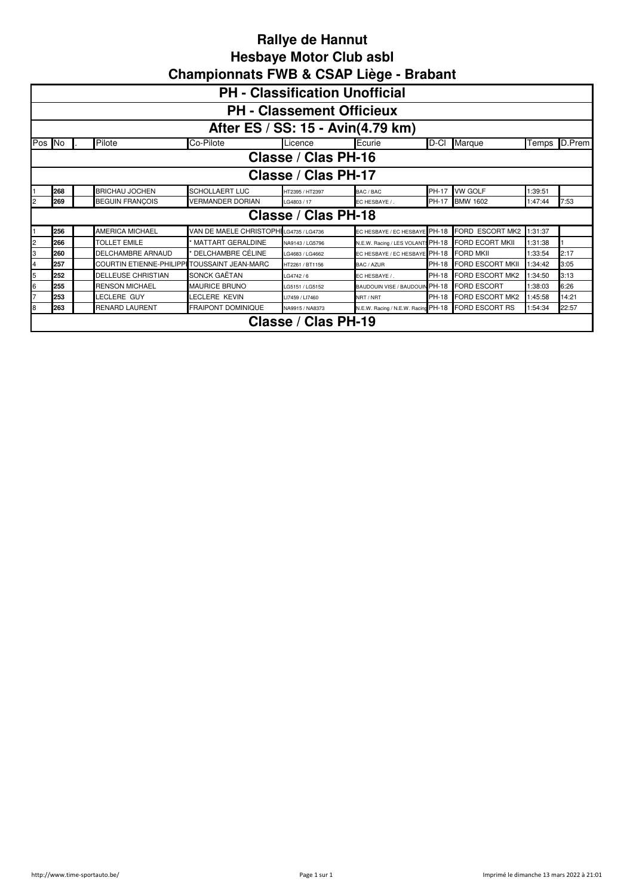# Rallye de Hannut
## Hesbaye Motor Club asbl
## Championnats FWB & CSAP Liège - Brabant

### PH - Classification Unofficial
### PH - Classement Officieux
### After ES / SS: 15 - Avin(4.79 km)

| Pos | No | . | Pilote | Co-Pilote | Licence | Ecurie | D-Cl | Marque | Temps | D.Prem |
|---|---|---|---|---|---|---|---|---|---|---|
| **Classe / Clas PH-16** | | | | | | | | | | |
| **Classe / Clas PH-17** | | | | | | | | | | |
| 1 | 268 | | BRICHAU JOCHEN | SCHOLLAERT LUC | HT2395 / HT2397 | BAC / BAC | PH-17 | VW GOLF | 1:39:51 | |
| 2 | 269 | | BEGUIN FRANÇOIS | VERMANDER DORIAN | LG4803 / 17 | EC HESBAYE / . | PH-17 | BMW 1602 | 1:47:44 | 7:53 |
| **Classe / Clas PH-18** | | | | | | | | | | |
| 1 | 256 | | AMERICA MICHAEL | VAN DE MAELE CHRISTOPHE | LG4735 / LG4736 | EC HESBAYE / EC HESBAYE | PH-18 | FORD ESCORT MK2 | 1:31:37 | |
| 2 | 266 | | TOLLET EMILE | * MATTART GERALDINE | NA9143 / LG5796 | N.E.W. Racing / LES VOLANTS | PH-18 | FORD ECORT MKII | 1:31:38 | 1 |
| 3 | 260 | | DELCHAMBRE ARNAUD | * DELCHAMBRE CÉLINE | LG4683 / LG4662 | EC HESBAYE / EC HESBAYE | PH-18 | FORD MKII | 1:33:54 | 2:17 |
| 4 | 257 | | COURTIN ETIENNE-PHILIPPE | TOUSSAINT JEAN-MARC | HT2261 / BT1156 | BAC / AZUR | PH-18 | FORD ESCORT MKII | 1:34:42 | 3:05 |
| 5 | 252 | | DELLEUSE CHRISTIAN | SONCK GAËTAN | LG4742 / 6 | EC HESBAYE / . | PH-18 | FORD ESCORT MK2 | 1:34:50 | 3:13 |
| 6 | 255 | | RENSON MICHAEL | MAURICE BRUNO | LG5151 / LG5152 | BAUDOUIN VISE / BAUDOUIN | PH-18 | FORD ESCORT | 1:38:03 | 6:26 |
| 7 | 253 | | LECLERE GUY | LECLERE KEVIN | LI7459 / LI7460 | NRT / NRT | PH-18 | FORD ESCORT MK2 | 1:45:58 | 14:21 |
| 8 | 263 | | RENARD LAURENT | FRAIPONT DOMINIQUE | NA9915 / NA8373 | N.E.W. Racing / N.E.W. Racing | PH-18 | FORD ESCORT RS | 1:54:34 | 22:57 |
| **Classe / Clas PH-19** | | | | | | | | | | |

http://www.time-sportauto.be/

Imprimé le dimanche 13 mars 2022 à 21:01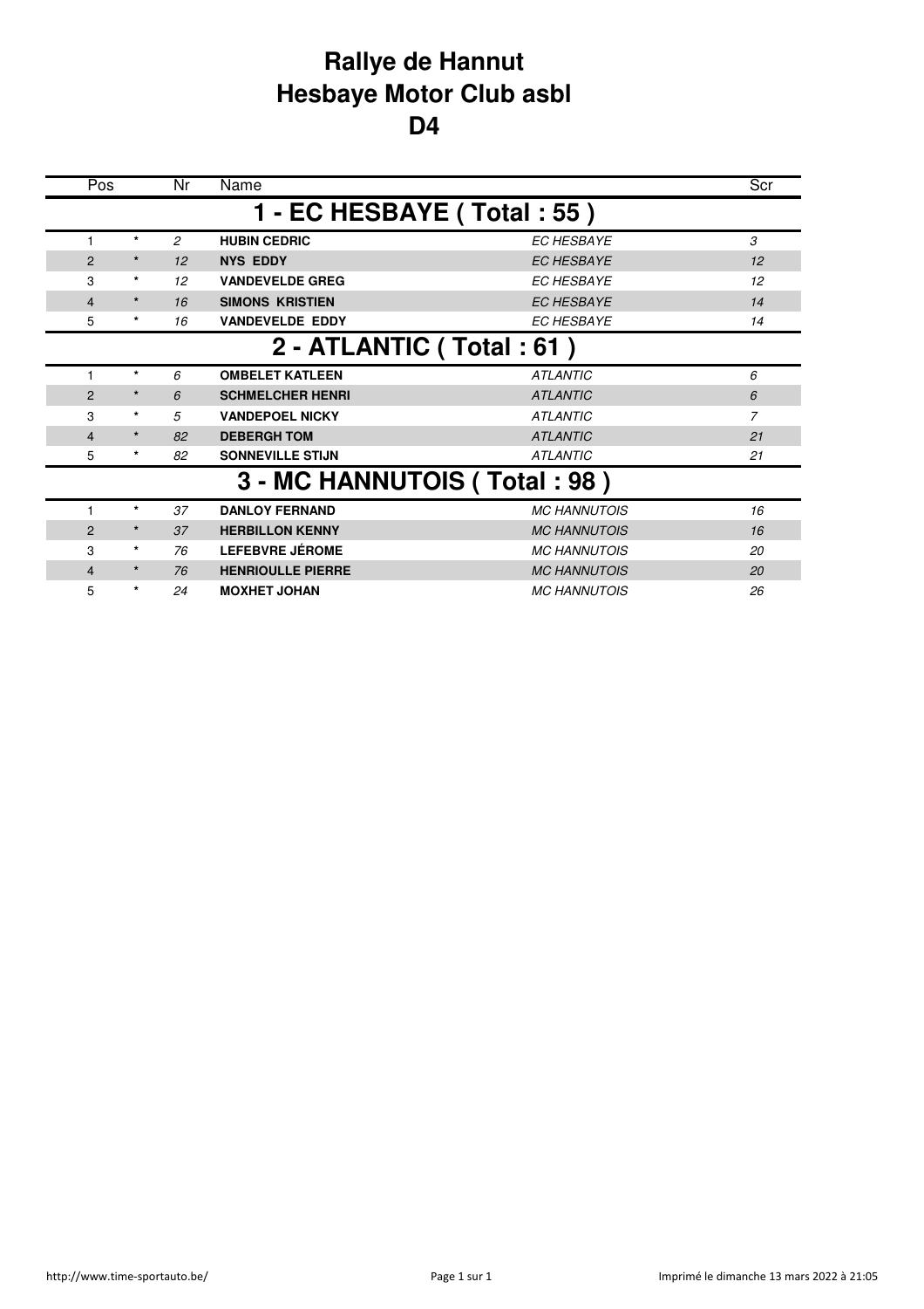# Rallye de Hannut
# Hesbaye Motor Club asbl
# D4

| Pos | | Nr | Name | | Scr |
|---|---|---|---|---|---|
| **1 - EC HESBAYE ( Total : 55 )** | | | | | |
| 1 | * | 2 | **HUBIN CEDRIC** | *EC HESBAYE* | 3 |
| 2 | * | 12 | **NYS EDDY** | *EC HESBAYE* | 12 |
| 3 | * | 12 | **VANDEVELDE GREG** | *EC HESBAYE* | 12 |
| 4 | * | 16 | **SIMONS KRISTIEN** | *EC HESBAYE* | 14 |
| 5 | * | 16 | **VANDEVELDE EDDY** | *EC HESBAYE* | 14 |
| **2 - ATLANTIC ( Total : 61 )** | | | | | |
| 1 | * | 6 | **OMBELET KATLEEN** | *ATLANTIC* | 6 |
| 2 | * | 6 | **SCHMELCHER HENRI** | *ATLANTIC* | 6 |
| 3 | * | 5 | **VANDEPOEL NICKY** | *ATLANTIC* | 7 |
| 4 | * | 82 | **DEBERGH TOM** | *ATLANTIC* | 21 |
| 5 | * | 82 | **SONNEVILLE STIJN** | *ATLANTIC* | 21 |
| **3 - MC HANNUTOIS ( Total : 98 )** | | | | | |
| 1 | * | 37 | **DANLOY FERNAND** | *MC HANNUTOIS* | 16 |
| 2 | * | 37 | **HERBILLON KENNY** | *MC HANNUTOIS* | 16 |
| 3 | * | 76 | **LEFEBVRE JÉROME** | *MC HANNUTOIS* | 20 |
| 4 | * | 76 | **HENRIOULLE PIERRE** | *MC HANNUTOIS* | 20 |
| 5 | * | 24 | **MOXHET JOHAN** | *MC HANNUTOIS* | 26 |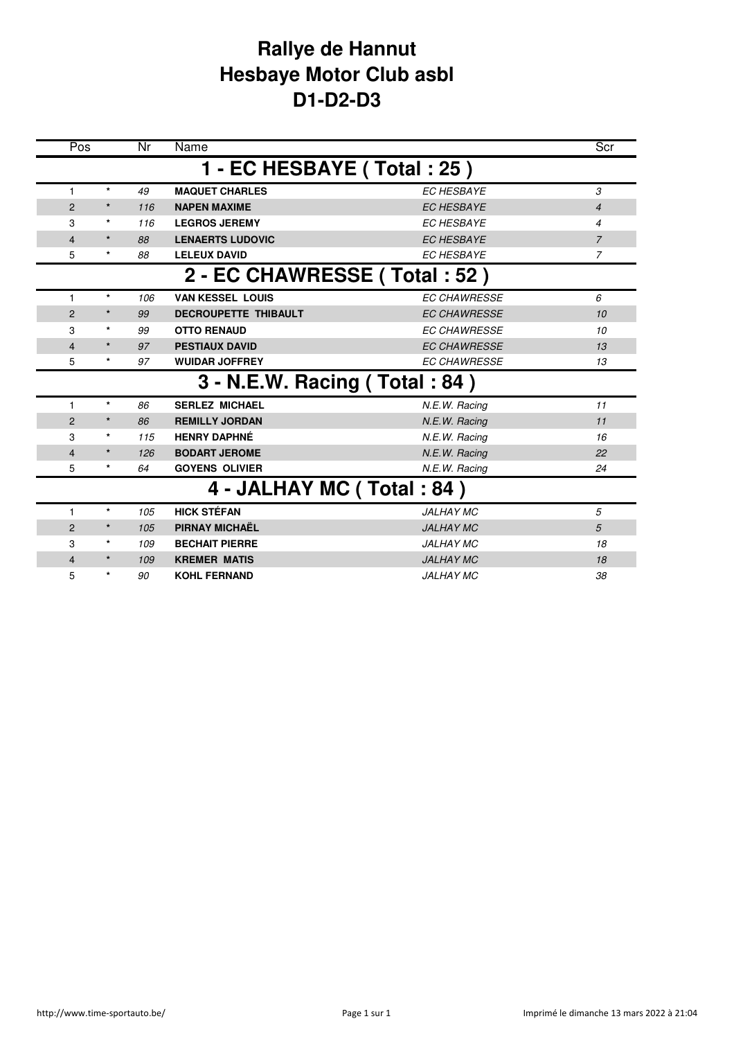# Rallye de Hannut
# Hesbaye Motor Club asbl
# D1-D2-D3

| Pos | | Nr | Name | | Scr |
|---|---|---|---|---|---|
| **1 - EC HESBAYE ( Total : 25 )** | | | | | |
| 1 | * | *49* | **MAQUET CHARLES** | *EC HESBAYE* | *3* |
| 2 | * | *116* | **NAPEN MAXIME** | *EC HESBAYE* | *4* |
| 3 | * | *116* | **LEGROS JEREMY** | *EC HESBAYE* | *4* |
| 4 | * | *88* | **LENAERTS LUDOVIC** | *EC HESBAYE* | *7* |
| 5 | * | *88* | **LELEUX DAVID** | *EC HESBAYE* | *7* |
| **2 - EC CHAWRESSE ( Total : 52 )** | | | | | |
| 1 | * | *106* | **VAN KESSEL LOUIS** | *EC CHAWRESSE* | *6* |
| 2 | * | *99* | **DECROUPETTE THIBAULT** | *EC CHAWRESSE* | *10* |
| 3 | * | *99* | **OTTO RENAUD** | *EC CHAWRESSE* | *10* |
| 4 | * | *97* | **PESTIAUX DAVID** | *EC CHAWRESSE* | *13* |
| 5 | * | *97* | **WUIDAR JOFFREY** | *EC CHAWRESSE* | *13* |
| **3 - N.E.W. Racing ( Total : 84 )** | | | | | |
| 1 | * | *86* | **SERLEZ MICHAEL** | *N.E.W. Racing* | *11* |
| 2 | * | *86* | **REMILLY JORDAN** | *N.E.W. Racing* | *11* |
| 3 | * | *115* | **HENRY DAPHNÉ** | *N.E.W. Racing* | *16* |
| 4 | * | *126* | **BODART JEROME** | *N.E.W. Racing* | *22* |
| 5 | * | *64* | **GOYENS OLIVIER** | *N.E.W. Racing* | *24* |
| **4 - JALHAY MC ( Total : 84 )** | | | | | |
| 1 | * | *105* | **HICK STÉFAN** | *JALHAY MC* | *5* |
| 2 | * | *105* | **PIRNAY MICHAËL** | *JALHAY MC* | *5* |
| 3 | * | *109* | **BECHAIT PIERRE** | *JALHAY MC* | *18* |
| 4 | * | *109* | **KREMER MATIS** | *JALHAY MC* | *18* |
| 5 | * | *90* | **KOHL FERNAND** | *JALHAY MC* | *38* |

http://www.time-sportauto.be/

Imprimé le dimanche 13 mars 2022 à 21:04